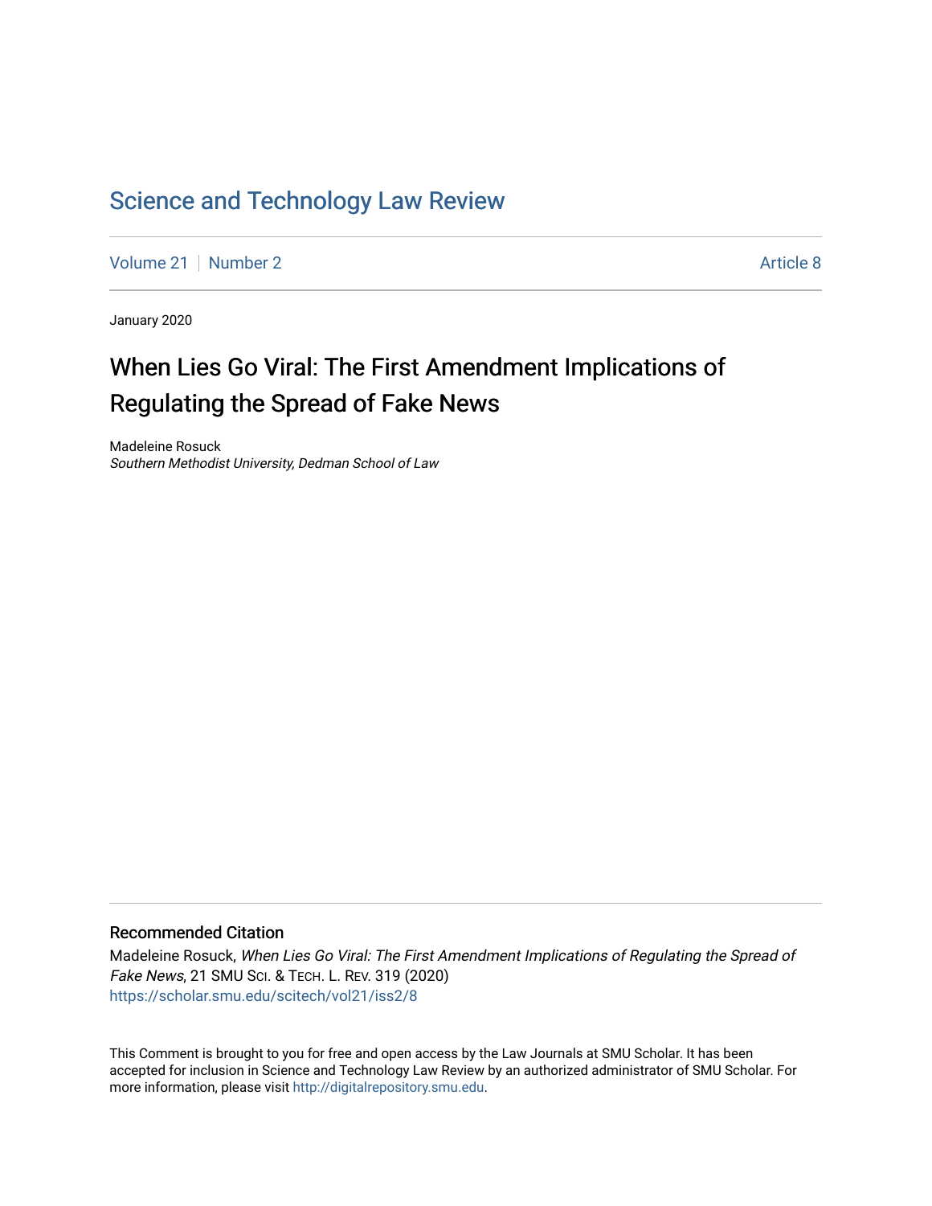# Science and Technology Law Review

Volume 21 | Number 2 | Article 8

January 2020

## When Lies Go Viral: The First Amendment Implications of Regulating the Spread of Fake News

Madeleine Rosuck
*Southern Methodist University, Dedman School of Law*

### Recommended Citation

Madeleine Rosuck, *When Lies Go Viral: The First Amendment Implications of Regulating the Spread of Fake News*, 21 SMU SCI. & TECH. L. REV. 319 (2020)
https://scholar.smu.edu/scitech/vol21/iss2/8

This Comment is brought to you for free and open access by the Law Journals at SMU Scholar. It has been accepted for inclusion in Science and Technology Law Review by an authorized administrator of SMU Scholar. For more information, please visit http://digitalrepository.smu.edu.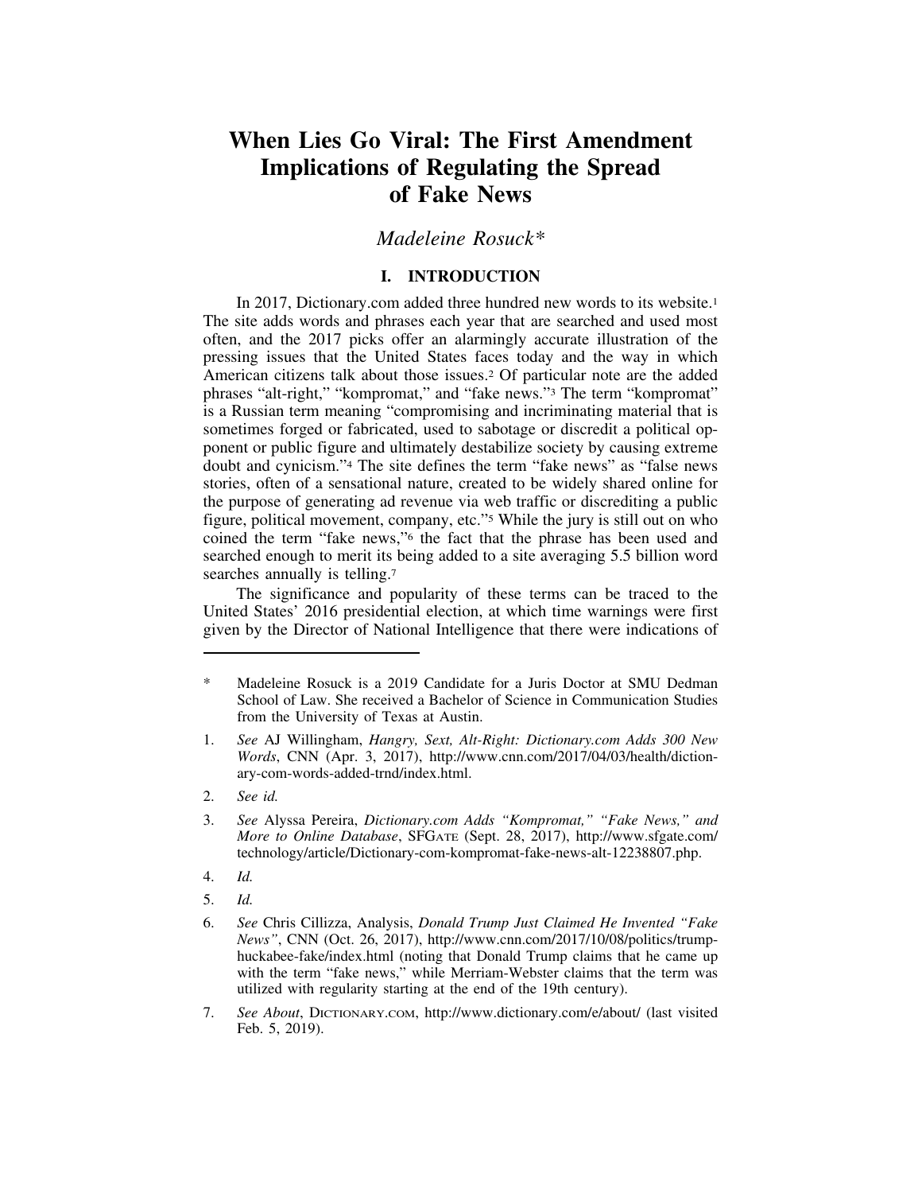# When Lies Go Viral: The First Amendment Implications of Regulating the Spread of Fake News

*Madeleine Rosuck\**

## I. INTRODUCTION

In 2017, Dictionary.com added three hundred new words to its website.[1] The site adds words and phrases each year that are searched and used most often, and the 2017 picks offer an alarmingly accurate illustration of the pressing issues that the United States faces today and the way in which American citizens talk about those issues.[2] Of particular note are the added phrases "alt-right," "kompromat," and "fake news."[3] The term "kompromat" is a Russian term meaning "compromising and incriminating material that is sometimes forged or fabricated, used to sabotage or discredit a political opponent or public figure and ultimately destabilize society by causing extreme doubt and cynicism."[4] The site defines the term "fake news" as "false news stories, often of a sensational nature, created to be widely shared online for the purpose of generating ad revenue via web traffic or discrediting a public figure, political movement, company, etc."[5] While the jury is still out on who coined the term "fake news,"[6] the fact that the phrase has been used and searched enough to merit its being added to a site averaging 5.5 billion word searches annually is telling.[7]

The significance and popularity of these terms can be traced to the United States' 2016 presidential election, at which time warnings were first given by the Director of National Intelligence that there were indications of

---

\* Madeleine Rosuck is a 2019 Candidate for a Juris Doctor at SMU Dedman School of Law. She received a Bachelor of Science in Communication Studies from the University of Texas at Austin.

1. *See* AJ Willingham, *Hangry, Sext, Alt-Right: Dictionary.com Adds 300 New Words*, CNN (Apr. 3, 2017), http://www.cnn.com/2017/04/03/health/dictionary-com-words-added-trnd/index.html.

2. *See id.*

3. *See* Alyssa Pereira, *Dictionary.com Adds "Kompromat," "Fake News," and More to Online Database*, SFGATE (Sept. 28, 2017), http://www.sfgate.com/technology/article/Dictionary-com-kompromat-fake-news-alt-12238807.php.

4. *Id.*

5. *Id.*

6. *See* Chris Cillizza, Analysis, *Donald Trump Just Claimed He Invented "Fake News"*, CNN (Oct. 26, 2017), http://www.cnn.com/2017/10/08/politics/trump-huckabee-fake/index.html (noting that Donald Trump claims that he came up with the term "fake news," while Merriam-Webster claims that the term was utilized with regularity starting at the end of the 19th century).

7. *See About*, DICTIONARY.COM, http://www.dictionary.com/e/about/ (last visited Feb. 5, 2019).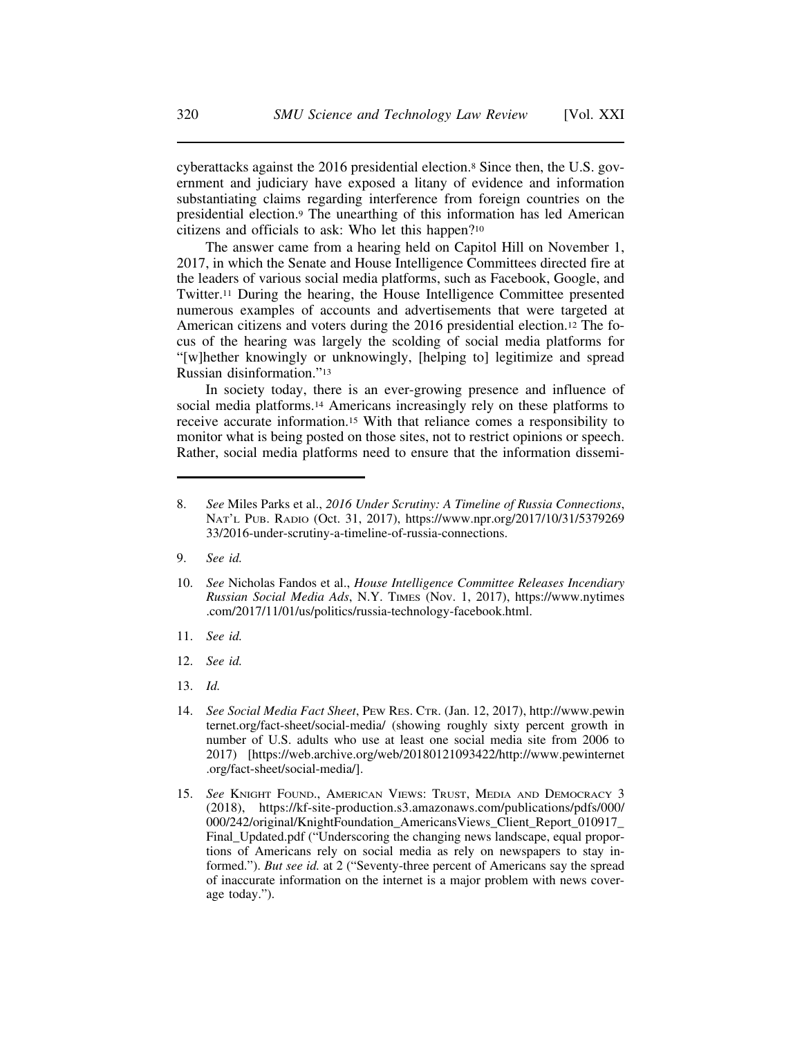cyberattacks against the 2016 presidential election.[8] Since then, the U.S. government and judiciary have exposed a litany of evidence and information substantiating claims regarding interference from foreign countries on the presidential election.[9] The unearthing of this information has led American citizens and officials to ask: Who let this happen?[10]

The answer came from a hearing held on Capitol Hill on November 1, 2017, in which the Senate and House Intelligence Committees directed fire at the leaders of various social media platforms, such as Facebook, Google, and Twitter.[11] During the hearing, the House Intelligence Committee presented numerous examples of accounts and advertisements that were targeted at American citizens and voters during the 2016 presidential election.[12] The focus of the hearing was largely the scolding of social media platforms for "[w]hether knowingly or unknowingly, [helping to] legitimize and spread Russian disinformation."[13]

In society today, there is an ever-growing presence and influence of social media platforms.[14] Americans increasingly rely on these platforms to receive accurate information.[15] With that reliance comes a responsibility to monitor what is being posted on those sites, not to restrict opinions or speech. Rather, social media platforms need to ensure that the information dissemi-

---

8. *See* Miles Parks et al., *2016 Under Scrutiny: A Timeline of Russia Connections*, NAT'L PUB. RADIO (Oct. 31, 2017), https://www.npr.org/2017/10/31/537926933/2016-under-scrutiny-a-timeline-of-russia-connections.

9. *See id.*

10. *See* Nicholas Fandos et al., *House Intelligence Committee Releases Incendiary Russian Social Media Ads*, N.Y. TIMES (Nov. 1, 2017), https://www.nytimes.com/2017/11/01/us/politics/russia-technology-facebook.html.

11. *See id.*

12. *See id.*

13. *Id.*

14. *See Social Media Fact Sheet*, PEW RES. CTR. (Jan. 12, 2017), http://www.pewinternet.org/fact-sheet/social-media/ (showing roughly sixty percent growth in number of U.S. adults who use at least one social media site from 2006 to 2017) [https://web.archive.org/web/20180121093422/http://www.pewinternet.org/fact-sheet/social-media/].

15. *See* KNIGHT FOUND., AMERICAN VIEWS: TRUST, MEDIA AND DEMOCRACY 3 (2018), https://kf-site-production.s3.amazonaws.com/publications/pdfs/000/000/242/original/KnightFoundation_AmericansViews_Client_Report_010917_Final_Updated.pdf ("Underscoring the changing news landscape, equal proportions of Americans rely on social media as rely on newspapers to stay informed."). *But see id.* at 2 ("Seventy-three percent of Americans say the spread of inaccurate information on the internet is a major problem with news coverage today.").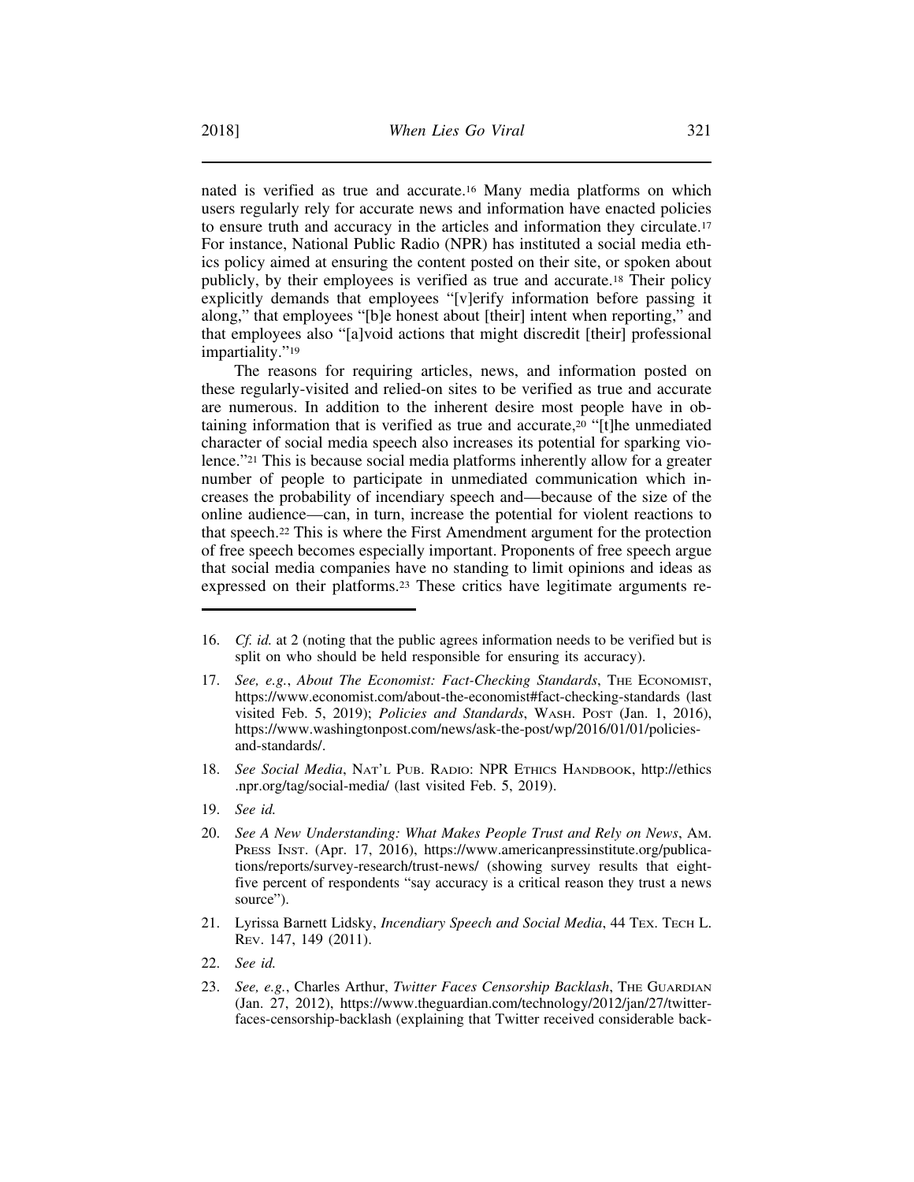nated is verified as true and accurate.[16] Many media platforms on which users regularly rely for accurate news and information have enacted policies to ensure truth and accuracy in the articles and information they circulate.[17] For instance, National Public Radio (NPR) has instituted a social media ethics policy aimed at ensuring the content posted on their site, or spoken about publicly, by their employees is verified as true and accurate.[18] Their policy explicitly demands that employees "[v]erify information before passing it along," that employees "[b]e honest about [their] intent when reporting," and that employees also "[a]void actions that might discredit [their] professional impartiality."[19]

The reasons for requiring articles, news, and information posted on these regularly-visited and relied-on sites to be verified as true and accurate are numerous. In addition to the inherent desire most people have in obtaining information that is verified as true and accurate,[20] "[t]he unmediated character of social media speech also increases its potential for sparking violence."[21] This is because social media platforms inherently allow for a greater number of people to participate in unmediated communication which increases the probability of incendiary speech and—because of the size of the online audience—can, in turn, increase the potential for violent reactions to that speech.[22] This is where the First Amendment argument for the protection of free speech becomes especially important. Proponents of free speech argue that social media companies have no standing to limit opinions and ideas as expressed on their platforms.[23] These critics have legitimate arguments re-

---

16. *Cf. id.* at 2 (noting that the public agrees information needs to be verified but is split on who should be held responsible for ensuring its accuracy).

17. *See, e.g.*, *About The Economist: Fact-Checking Standards*, THE ECONOMIST, https://www.economist.com/about-the-economist#fact-checking-standards (last visited Feb. 5, 2019); *Policies and Standards*, WASH. POST (Jan. 1, 2016), https://www.washingtonpost.com/news/ask-the-post/wp/2016/01/01/policies-and-standards/.

18. *See Social Media*, NAT'L PUB. RADIO: NPR ETHICS HANDBOOK, http://ethics.npr.org/tag/social-media/ (last visited Feb. 5, 2019).

19. *See id.*

20. *See A New Understanding: What Makes People Trust and Rely on News*, AM. PRESS INST. (Apr. 17, 2016), https://www.americanpressinstitute.org/publications/reports/survey-research/trust-news/ (showing survey results that eighty-five percent of respondents "say accuracy is a critical reason they trust a news source").

21. Lyrissa Barnett Lidsky, *Incendiary Speech and Social Media*, 44 TEX. TECH L. REV. 147, 149 (2011).

22. *See id.*

23. *See, e.g.*, Charles Arthur, *Twitter Faces Censorship Backlash*, THE GUARDIAN (Jan. 27, 2012), https://www.theguardian.com/technology/2012/jan/27/twitter-faces-censorship-backlash (explaining that Twitter received considerable back-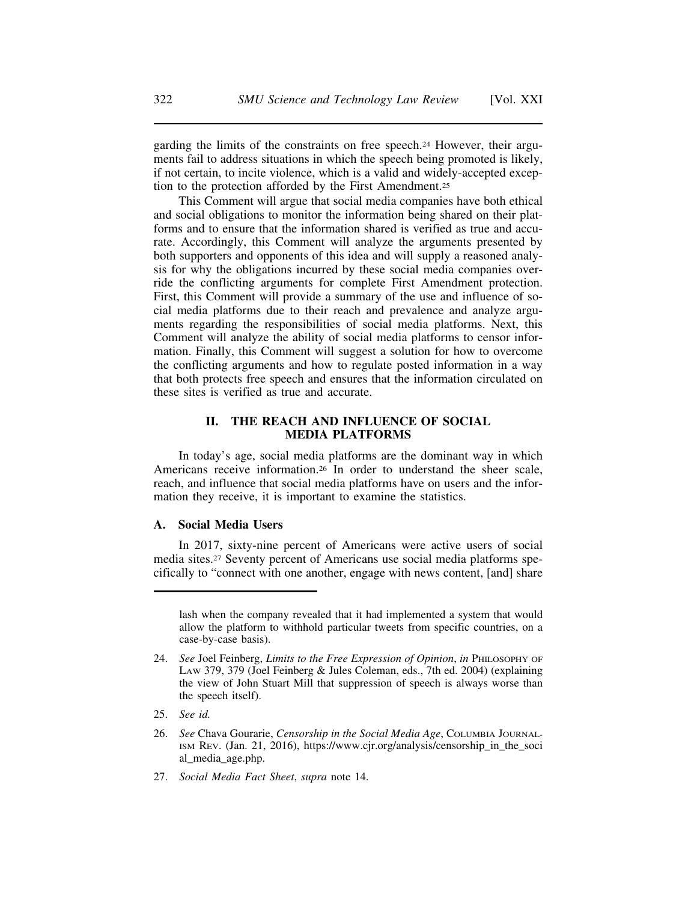garding the limits of the constraints on free speech.[24] However, their arguments fail to address situations in which the speech being promoted is likely, if not certain, to incite violence, which is a valid and widely-accepted exception to the protection afforded by the First Amendment.[25]

This Comment will argue that social media companies have both ethical and social obligations to monitor the information being shared on their platforms and to ensure that the information shared is verified as true and accurate. Accordingly, this Comment will analyze the arguments presented by both supporters and opponents of this idea and will supply a reasoned analysis for why the obligations incurred by these social media companies override the conflicting arguments for complete First Amendment protection. First, this Comment will provide a summary of the use and influence of social media platforms due to their reach and prevalence and analyze arguments regarding the responsibilities of social media platforms. Next, this Comment will analyze the ability of social media platforms to censor information. Finally, this Comment will suggest a solution for how to overcome the conflicting arguments and how to regulate posted information in a way that both protects free speech and ensures that the information circulated on these sites is verified as true and accurate.

## II. THE REACH AND INFLUENCE OF SOCIAL MEDIA PLATFORMS

In today's age, social media platforms are the dominant way in which Americans receive information.[26] In order to understand the sheer scale, reach, and influence that social media platforms have on users and the information they receive, it is important to examine the statistics.

### A. Social Media Users

In 2017, sixty-nine percent of Americans were active users of social media sites.[27] Seventy percent of Americans use social media platforms specifically to "connect with one another, engage with news content, [and] share

---

lash when the company revealed that it had implemented a system that would allow the platform to withhold particular tweets from specific countries, on a case-by-case basis).

24. *See* Joel Feinberg, *Limits to the Free Expression of Opinion*, *in* PHILOSOPHY OF LAW 379, 379 (Joel Feinberg & Jules Coleman, eds., 7th ed. 2004) (explaining the view of John Stuart Mill that suppression of speech is always worse than the speech itself).

25. *See id.*

26. *See* Chava Gourarie, *Censorship in the Social Media Age*, COLUMBIA JOURNALISM REV. (Jan. 21, 2016), https://www.cjr.org/analysis/censorship_in_the_social_media_age.php.

27. *Social Media Fact Sheet*, *supra* note 14.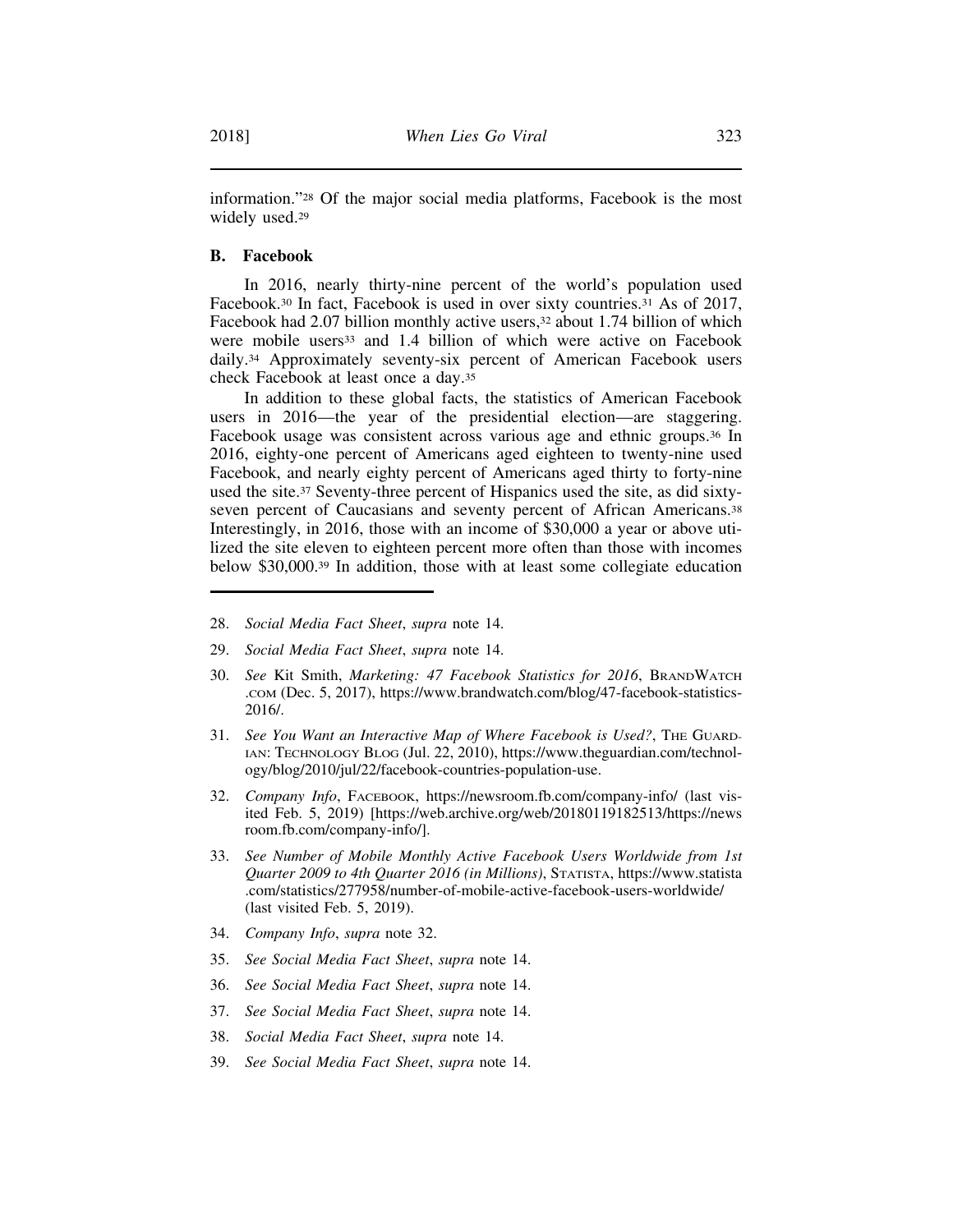information."[28] Of the major social media platforms, Facebook is the most widely used.[29]

### B. Facebook

In 2016, nearly thirty-nine percent of the world's population used Facebook.[30] In fact, Facebook is used in over sixty countries.[31] As of 2017, Facebook had 2.07 billion monthly active users,[32] about 1.74 billion of which were mobile users[33] and 1.4 billion of which were active on Facebook daily.[34] Approximately seventy-six percent of American Facebook users check Facebook at least once a day.[35]

In addition to these global facts, the statistics of American Facebook users in 2016—the year of the presidential election—are staggering. Facebook usage was consistent across various age and ethnic groups.[36] In 2016, eighty-one percent of Americans aged eighteen to twenty-nine used Facebook, and nearly eighty percent of Americans aged thirty to forty-nine used the site.[37] Seventy-three percent of Hispanics used the site, as did sixty-seven percent of Caucasians and seventy percent of African Americans.[38] Interestingly, in 2016, those with an income of $30,000 a year or above utilized the site eleven to eighteen percent more often than those with incomes below $30,000.[39] In addition, those with at least some collegiate education

---

28. *Social Media Fact Sheet*, *supra* note 14.

29. *Social Media Fact Sheet*, *supra* note 14.

30. *See* Kit Smith, *Marketing: 47 Facebook Statistics for 2016*, BrandWatch.com (Dec. 5, 2017), https://www.brandwatch.com/blog/47-facebook-statistics-2016/.

31. *See You Want an Interactive Map of Where Facebook is Used?*, The Guardian: Technology Blog (Jul. 22, 2010), https://www.theguardian.com/technology/blog/2010/jul/22/facebook-countries-population-use.

32. *Company Info*, Facebook, https://newsroom.fb.com/company-info/ (last visited Feb. 5, 2019) [https://web.archive.org/web/20180119182513/https://newsroom.fb.com/company-info/].

33. *See Number of Mobile Monthly Active Facebook Users Worldwide from 1st Quarter 2009 to 4th Quarter 2016 (in Millions)*, Statista, https://www.statista.com/statistics/277958/number-of-mobile-active-facebook-users-worldwide/ (last visited Feb. 5, 2019).

34. *Company Info*, *supra* note 32.

35. *See Social Media Fact Sheet*, *supra* note 14.

36. *See Social Media Fact Sheet*, *supra* note 14.

37. *See Social Media Fact Sheet*, *supra* note 14.

38. *Social Media Fact Sheet*, *supra* note 14.

39. *See Social Media Fact Sheet*, *supra* note 14.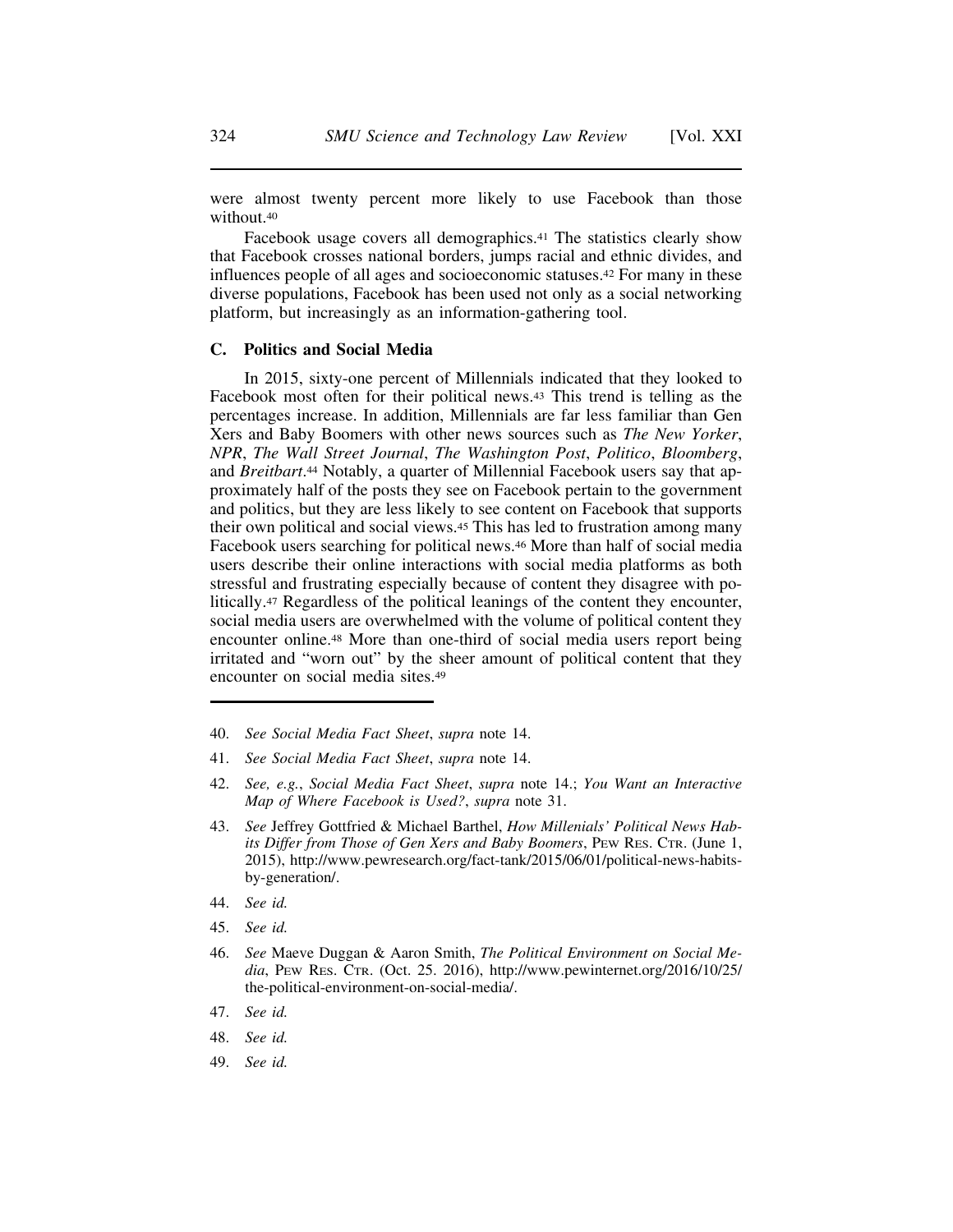were almost twenty percent more likely to use Facebook than those without.[40]

Facebook usage covers all demographics.[41] The statistics clearly show that Facebook crosses national borders, jumps racial and ethnic divides, and influences people of all ages and socioeconomic statuses.[42] For many in these diverse populations, Facebook has been used not only as a social networking platform, but increasingly as an information-gathering tool.

### C. Politics and Social Media

In 2015, sixty-one percent of Millennials indicated that they looked to Facebook most often for their political news.[43] This trend is telling as the percentages increase. In addition, Millennials are far less familiar than Gen Xers and Baby Boomers with other news sources such as *The New Yorker*, *NPR*, *The Wall Street Journal*, *The Washington Post*, *Politico*, *Bloomberg*, and *Breitbart*.[44] Notably, a quarter of Millennial Facebook users say that approximately half of the posts they see on Facebook pertain to the government and politics, but they are less likely to see content on Facebook that supports their own political and social views.[45] This has led to frustration among many Facebook users searching for political news.[46] More than half of social media users describe their online interactions with social media platforms as both stressful and frustrating especially because of content they disagree with politically.[47] Regardless of the political leanings of the content they encounter, social media users are overwhelmed with the volume of political content they encounter online.[48] More than one-third of social media users report being irritated and "worn out" by the sheer amount of political content that they encounter on social media sites.[49]

---

40. *See Social Media Fact Sheet*, *supra* note 14.
41. *See Social Media Fact Sheet*, *supra* note 14.
42. *See, e.g.*, *Social Media Fact Sheet*, *supra* note 14.; *You Want an Interactive Map of Where Facebook is Used?*, *supra* note 31.
43. *See* Jeffrey Gottfried & Michael Barthel, *How Millenials' Political News Habits Differ from Those of Gen Xers and Baby Boomers*, PEW RES. CTR. (June 1, 2015), http://www.pewresearch.org/fact-tank/2015/06/01/political-news-habits-by-generation/.
44. *See id.*
45. *See id.*
46. *See* Maeve Duggan & Aaron Smith, *The Political Environment on Social Media*, PEW RES. CTR. (Oct. 25. 2016), http://www.pewinternet.org/2016/10/25/the-political-environment-on-social-media/.
47. *See id.*
48. *See id.*
49. *See id.*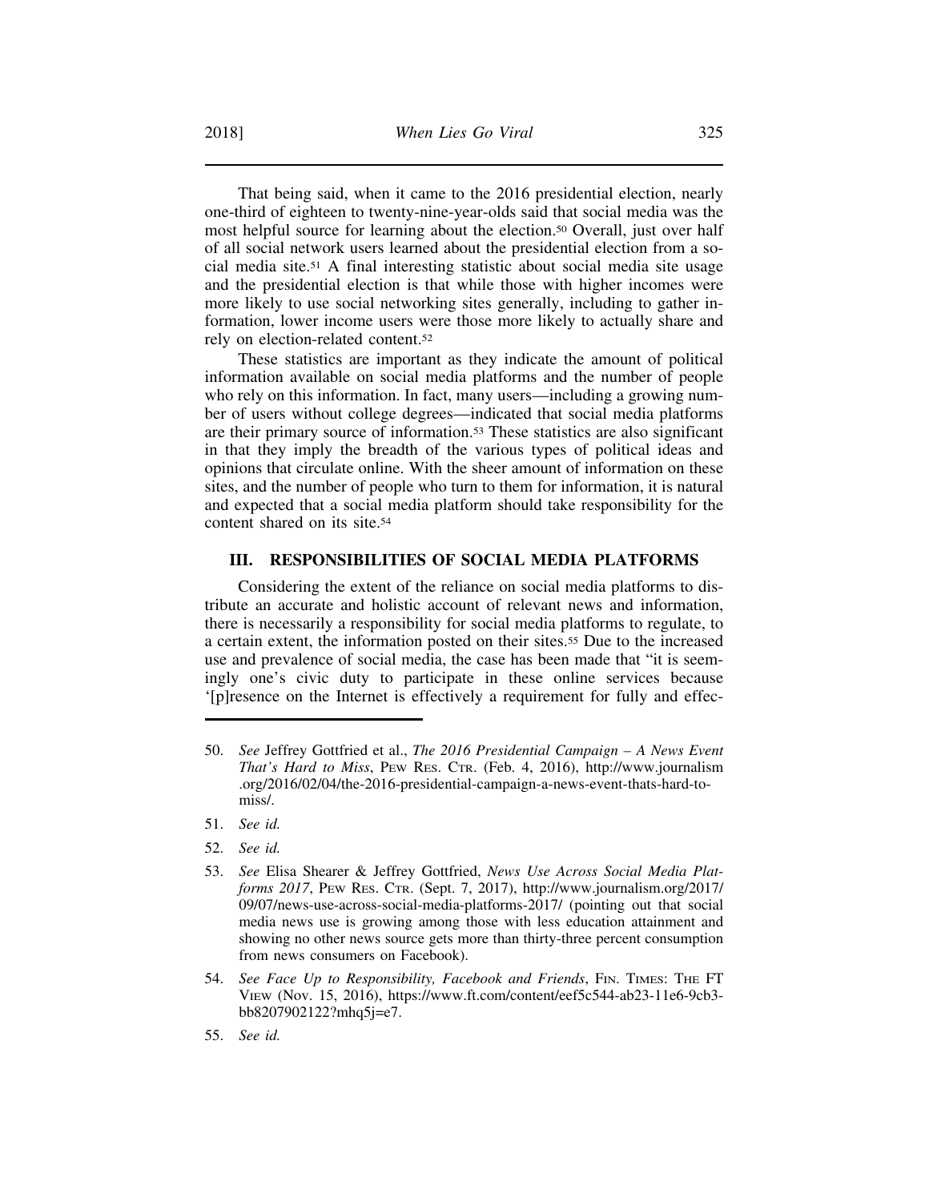That being said, when it came to the 2016 presidential election, nearly one-third of eighteen to twenty-nine-year-olds said that social media was the most helpful source for learning about the election.[50] Overall, just over half of all social network users learned about the presidential election from a social media site.[51] A final interesting statistic about social media site usage and the presidential election is that while those with higher incomes were more likely to use social networking sites generally, including to gather information, lower income users were those more likely to actually share and rely on election-related content.[52]

These statistics are important as they indicate the amount of political information available on social media platforms and the number of people who rely on this information. In fact, many users—including a growing number of users without college degrees—indicated that social media platforms are their primary source of information.[53] These statistics are also significant in that they imply the breadth of the various types of political ideas and opinions that circulate online. With the sheer amount of information on these sites, and the number of people who turn to them for information, it is natural and expected that a social media platform should take responsibility for the content shared on its site.[54]

## III. RESPONSIBILITIES OF SOCIAL MEDIA PLATFORMS

Considering the extent of the reliance on social media platforms to distribute an accurate and holistic account of relevant news and information, there is necessarily a responsibility for social media platforms to regulate, to a certain extent, the information posted on their sites.[55] Due to the increased use and prevalence of social media, the case has been made that "it is seemingly one's civic duty to participate in these online services because '[p]resence on the Internet is effectively a requirement for fully and effec-

---

50. *See* Jeffrey Gottfried et al., *The 2016 Presidential Campaign – A News Event That's Hard to Miss*, PEW RES. CTR. (Feb. 4, 2016), http://www.journalism.org/2016/02/04/the-2016-presidential-campaign-a-news-event-thats-hard-to-miss/.

51. *See id.*

52. *See id.*

53. *See* Elisa Shearer & Jeffrey Gottfried, *News Use Across Social Media Platforms 2017*, PEW RES. CTR. (Sept. 7, 2017), http://www.journalism.org/2017/09/07/news-use-across-social-media-platforms-2017/ (pointing out that social media news use is growing among those with less education attainment and showing no other news source gets more than thirty-three percent consumption from news consumers on Facebook).

54. *See Face Up to Responsibility, Facebook and Friends*, FIN. TIMES: THE FT VIEW (Nov. 15, 2016), https://www.ft.com/content/eef5c544-ab23-11e6-9cb3-bb8207902122?mhq5j=e7.

55. *See id.*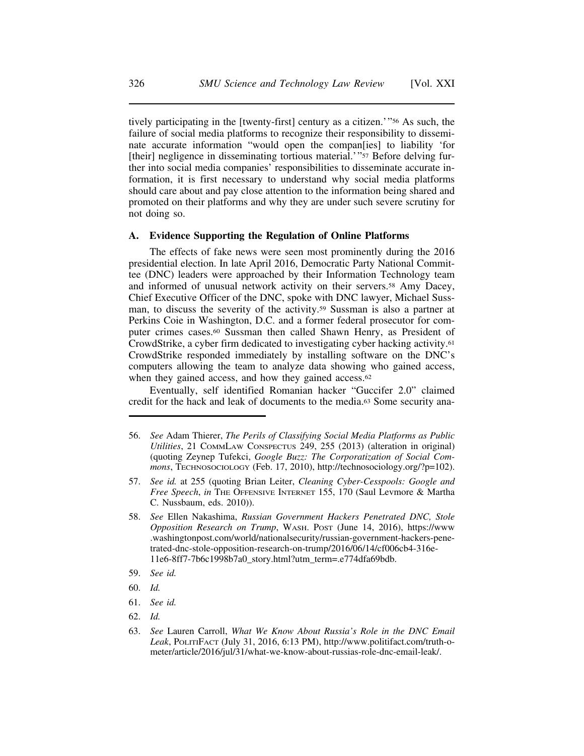tively participating in the [twenty-first] century as a citizen.'"[56] As such, the failure of social media platforms to recognize their responsibility to disseminate accurate information "would open the compan[ies] to liability 'for [their] negligence in disseminating tortious material.'"[57] Before delving further into social media companies' responsibilities to disseminate accurate information, it is first necessary to understand why social media platforms should care about and pay close attention to the information being shared and promoted on their platforms and why they are under such severe scrutiny for not doing so.

### A. Evidence Supporting the Regulation of Online Platforms

The effects of fake news were seen most prominently during the 2016 presidential election. In late April 2016, Democratic Party National Committee (DNC) leaders were approached by their Information Technology team and informed of unusual network activity on their servers.[58] Amy Dacey, Chief Executive Officer of the DNC, spoke with DNC lawyer, Michael Sussman, to discuss the severity of the activity.[59] Sussman is also a partner at Perkins Coie in Washington, D.C. and a former federal prosecutor for computer crimes cases.[60] Sussman then called Shawn Henry, as President of CrowdStrike, a cyber firm dedicated to investigating cyber hacking activity.[61] CrowdStrike responded immediately by installing software on the DNC's computers allowing the team to analyze data showing who gained access, when they gained access, and how they gained access.[62]

Eventually, self identified Romanian hacker "Guccifer 2.0" claimed credit for the hack and leak of documents to the media.[63] Some security ana-

---

56. *See* Adam Thierer, *The Perils of Classifying Social Media Platforms as Public Utilities*, 21 CommLaw Conspectus 249, 255 (2013) (alteration in original) (quoting Zeynep Tufekci, *Google Buzz: The Corporatization of Social Commons*, Technosociology (Feb. 17, 2010), http://technosociology.org/?p=102).

57. *See id.* at 255 (quoting Brian Leiter, *Cleaning Cyber-Cesspools: Google and Free Speech*, *in* The Offensive Internet 155, 170 (Saul Levmore & Martha C. Nussbaum, eds. 2010)).

58. *See* Ellen Nakashima, *Russian Government Hackers Penetrated DNC, Stole Opposition Research on Trump*, Wash. Post (June 14, 2016), https://www.washingtonpost.com/world/nationalsecurity/russian-government-hackers-penetrated-dnc-stole-opposition-research-on-trump/2016/06/14/cf006cb4-316e-11e6-8ff7-7b6c1998b7a0_story.html?utm_term=.e774dfa69bdb.

59. *See id.*

60. *Id.*

61. *See id.*

62. *Id.*

63. *See* Lauren Carroll, *What We Know About Russia's Role in the DNC Email Leak*, PolitiFact (July 31, 2016, 6:13 PM), http://www.politifact.com/truth-o-meter/article/2016/jul/31/what-we-know-about-russias-role-dnc-email-leak/.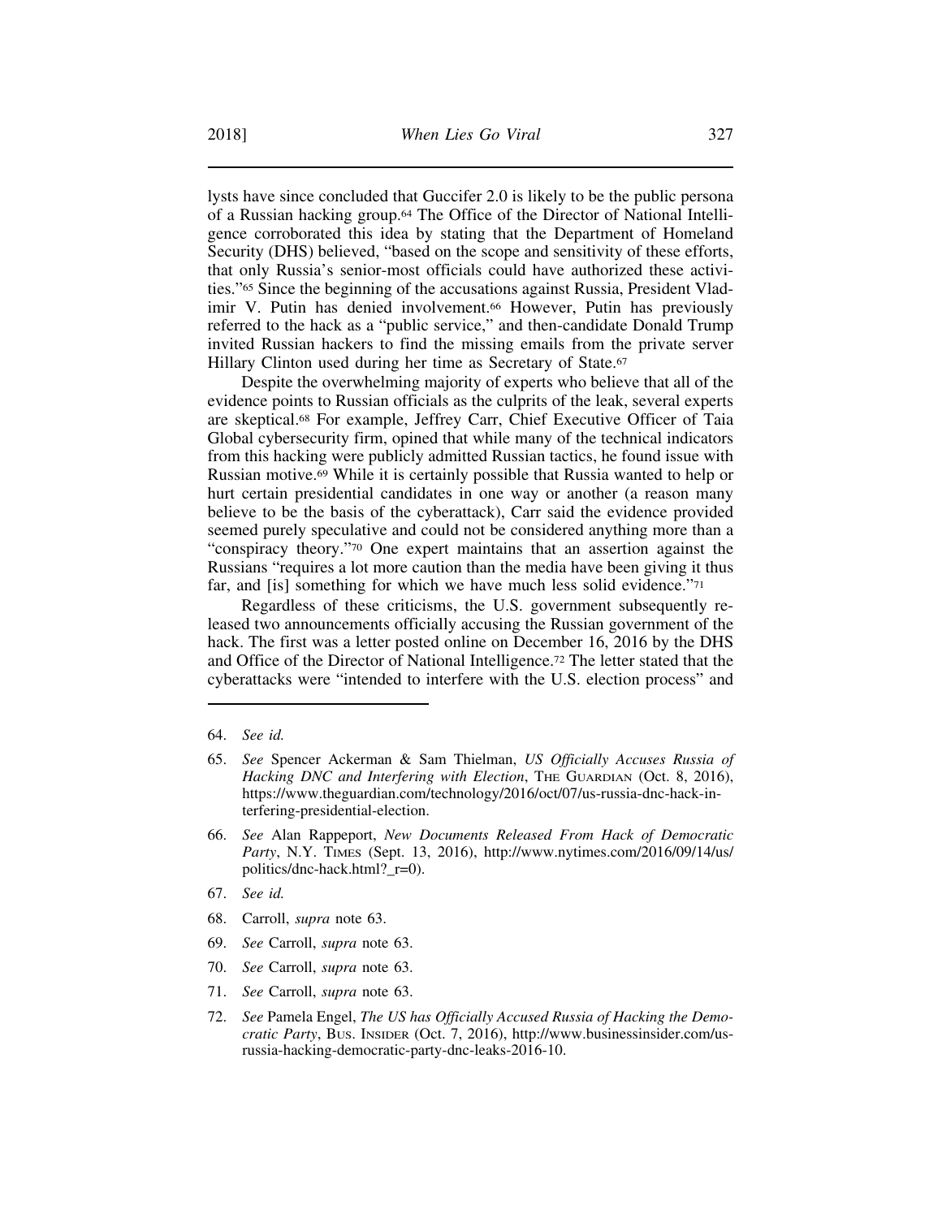lysts have since concluded that Guccifer 2.0 is likely to be the public persona of a Russian hacking group.[64] The Office of the Director of National Intelligence corroborated this idea by stating that the Department of Homeland Security (DHS) believed, "based on the scope and sensitivity of these efforts, that only Russia's senior-most officials could have authorized these activities."[65] Since the beginning of the accusations against Russia, President Vladimir V. Putin has denied involvement.[66] However, Putin has previously referred to the hack as a "public service," and then-candidate Donald Trump invited Russian hackers to find the missing emails from the private server Hillary Clinton used during her time as Secretary of State.[67]

Despite the overwhelming majority of experts who believe that all of the evidence points to Russian officials as the culprits of the leak, several experts are skeptical.[68] For example, Jeffrey Carr, Chief Executive Officer of Taia Global cybersecurity firm, opined that while many of the technical indicators from this hacking were publicly admitted Russian tactics, he found issue with Russian motive.[69] While it is certainly possible that Russia wanted to help or hurt certain presidential candidates in one way or another (a reason many believe to be the basis of the cyberattack), Carr said the evidence provided seemed purely speculative and could not be considered anything more than a "conspiracy theory."[70] One expert maintains that an assertion against the Russians "requires a lot more caution than the media have been giving it thus far, and [is] something for which we have much less solid evidence."[71]

Regardless of these criticisms, the U.S. government subsequently released two announcements officially accusing the Russian government of the hack. The first was a letter posted online on December 16, 2016 by the DHS and Office of the Director of National Intelligence.[72] The letter stated that the cyberattacks were "intended to interfere with the U.S. election process" and

---

64. *See id.*

65. *See* Spencer Ackerman & Sam Thielman, *US Officially Accuses Russia of Hacking DNC and Interfering with Election*, THE GUARDIAN (Oct. 8, 2016), https://www.theguardian.com/technology/2016/oct/07/us-russia-dnc-hack-interfering-presidential-election.

66. *See* Alan Rappeport, *New Documents Released From Hack of Democratic Party*, N.Y. TIMES (Sept. 13, 2016), http://www.nytimes.com/2016/09/14/us/politics/dnc-hack.html?_r=0).

67. *See id.*

68. Carroll, *supra* note 63.

69. *See* Carroll, *supra* note 63.

70. *See* Carroll, *supra* note 63.

71. *See* Carroll, *supra* note 63.

72. *See* Pamela Engel, *The US has Officially Accused Russia of Hacking the Democratic Party*, BUS. INSIDER (Oct. 7, 2016), http://www.businessinsider.com/us-russia-hacking-democratic-party-dnc-leaks-2016-10.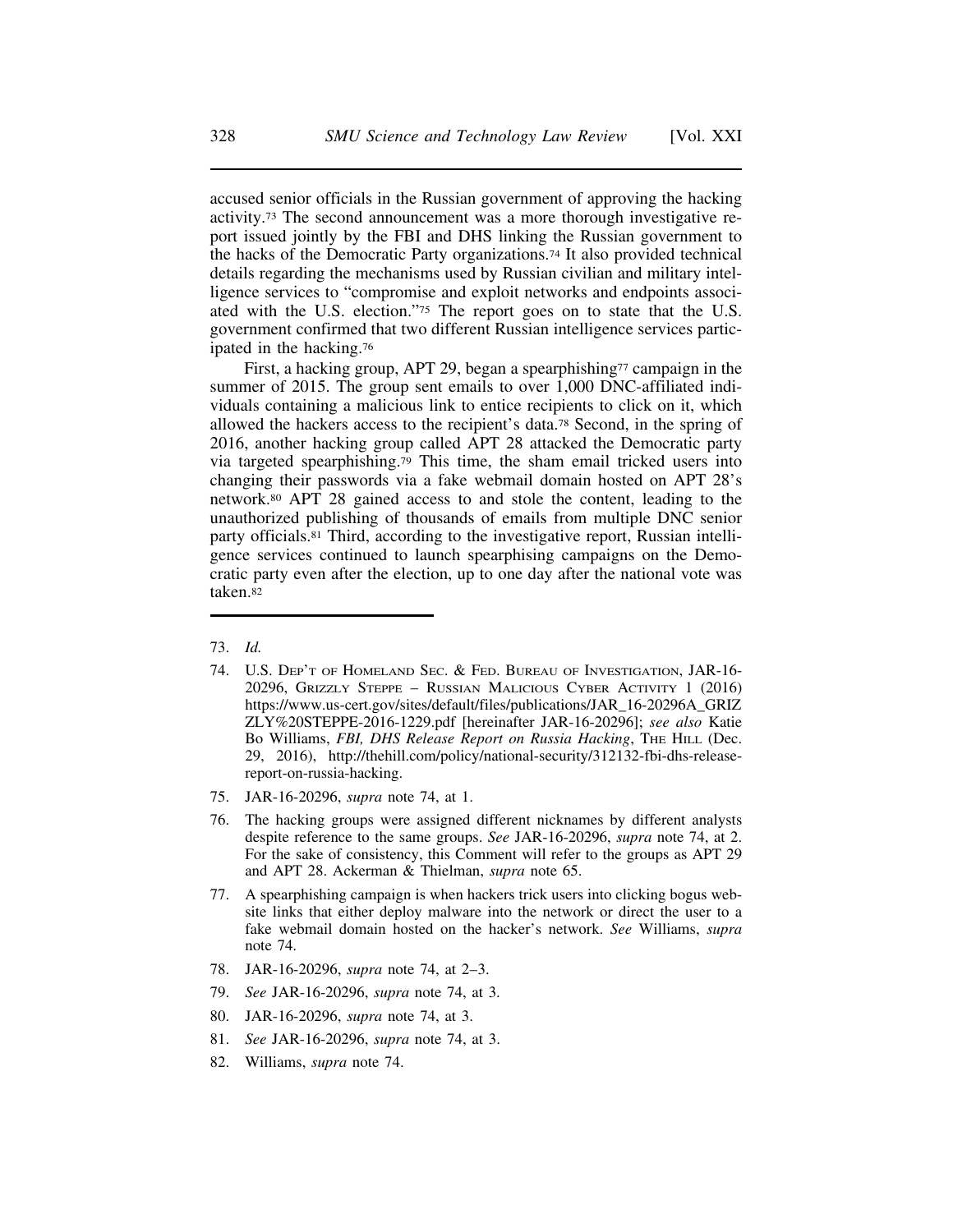accused senior officials in the Russian government of approving the hacking activity.[73] The second announcement was a more thorough investigative report issued jointly by the FBI and DHS linking the Russian government to the hacks of the Democratic Party organizations.[74] It also provided technical details regarding the mechanisms used by Russian civilian and military intelligence services to "compromise and exploit networks and endpoints associated with the U.S. election."[75] The report goes on to state that the U.S. government confirmed that two different Russian intelligence services participated in the hacking.[76]

First, a hacking group, APT 29, began a spearphishing[77] campaign in the summer of 2015. The group sent emails to over 1,000 DNC-affiliated individuals containing a malicious link to entice recipients to click on it, which allowed the hackers access to the recipient's data.[78] Second, in the spring of 2016, another hacking group called APT 28 attacked the Democratic party via targeted spearphishing.[79] This time, the sham email tricked users into changing their passwords via a fake webmail domain hosted on APT 28's network.[80] APT 28 gained access to and stole the content, leading to the unauthorized publishing of thousands of emails from multiple DNC senior party officials.[81] Third, according to the investigative report, Russian intelligence services continued to launch spearphishing campaigns on the Democratic party even after the election, up to one day after the national vote was taken.[82]

---

73. *Id.*

74. U.S. Dep't of Homeland Sec. & Fed. Bureau of Investigation, JAR-16-20296, Grizzly Steppe – Russian Malicious Cyber Activity 1 (2016) https://www.us-cert.gov/sites/default/files/publications/JAR_16-20296A_GRIZZLY%20STEPPE-2016-1229.pdf [hereinafter JAR-16-20296]; *see also* Katie Bo Williams, *FBI, DHS Release Report on Russia Hacking*, The Hill (Dec. 29, 2016), http://thehill.com/policy/national-security/312132-fbi-dhs-release-report-on-russia-hacking.

75. JAR-16-20296, *supra* note 74, at 1.

76. The hacking groups were assigned different nicknames by different analysts despite reference to the same groups. *See* JAR-16-20296, *supra* note 74, at 2. For the sake of consistency, this Comment will refer to the groups as APT 29 and APT 28. Ackerman & Thielman, *supra* note 65.

77. A spearphishing campaign is when hackers trick users into clicking bogus website links that either deploy malware into the network or direct the user to a fake webmail domain hosted on the hacker's network. *See* Williams, *supra* note 74.

78. JAR-16-20296, *supra* note 74, at 2–3.

79. *See* JAR-16-20296, *supra* note 74, at 3.

80. JAR-16-20296, *supra* note 74, at 3.

81. *See* JAR-16-20296, *supra* note 74, at 3.

82. Williams, *supra* note 74.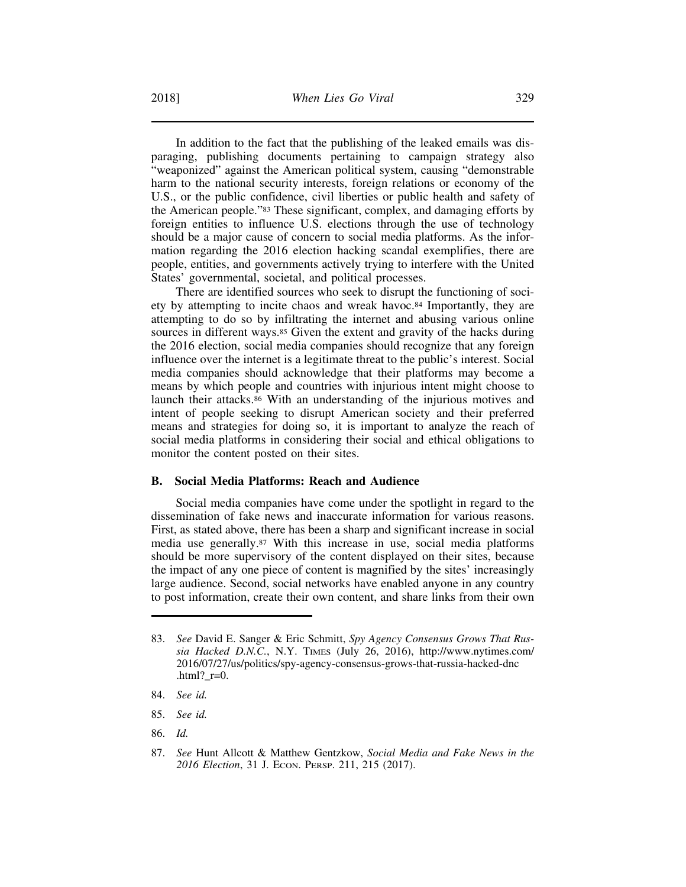In addition to the fact that the publishing of the leaked emails was disparaging, publishing documents pertaining to campaign strategy also "weaponized" against the American political system, causing "demonstrable harm to the national security interests, foreign relations or economy of the U.S., or the public confidence, civil liberties or public health and safety of the American people."[83] These significant, complex, and damaging efforts by foreign entities to influence U.S. elections through the use of technology should be a major cause of concern to social media platforms. As the information regarding the 2016 election hacking scandal exemplifies, there are people, entities, and governments actively trying to interfere with the United States' governmental, societal, and political processes.

There are identified sources who seek to disrupt the functioning of society by attempting to incite chaos and wreak havoc.[84] Importantly, they are attempting to do so by infiltrating the internet and abusing various online sources in different ways.[85] Given the extent and gravity of the hacks during the 2016 election, social media companies should recognize that any foreign influence over the internet is a legitimate threat to the public's interest. Social media companies should acknowledge that their platforms may become a means by which people and countries with injurious intent might choose to launch their attacks.[86] With an understanding of the injurious motives and intent of people seeking to disrupt American society and their preferred means and strategies for doing so, it is important to analyze the reach of social media platforms in considering their social and ethical obligations to monitor the content posted on their sites.

### B. Social Media Platforms: Reach and Audience

Social media companies have come under the spotlight in regard to the dissemination of fake news and inaccurate information for various reasons. First, as stated above, there has been a sharp and significant increase in social media use generally.[87] With this increase in use, social media platforms should be more supervisory of the content displayed on their sites, because the impact of any one piece of content is magnified by the sites' increasingly large audience. Second, social networks have enabled anyone in any country to post information, create their own content, and share links from their own

---

83. *See* David E. Sanger & Eric Schmitt, *Spy Agency Consensus Grows That Russia Hacked D.N.C.*, N.Y. Times (July 26, 2016), http://www.nytimes.com/2016/07/27/us/politics/spy-agency-consensus-grows-that-russia-hacked-dnc.html?_r=0.

84. *See id.*

85. *See id.*

86. *Id.*

87. *See* Hunt Allcott & Matthew Gentzkow, *Social Media and Fake News in the 2016 Election*, 31 J. Econ. Persp. 211, 215 (2017).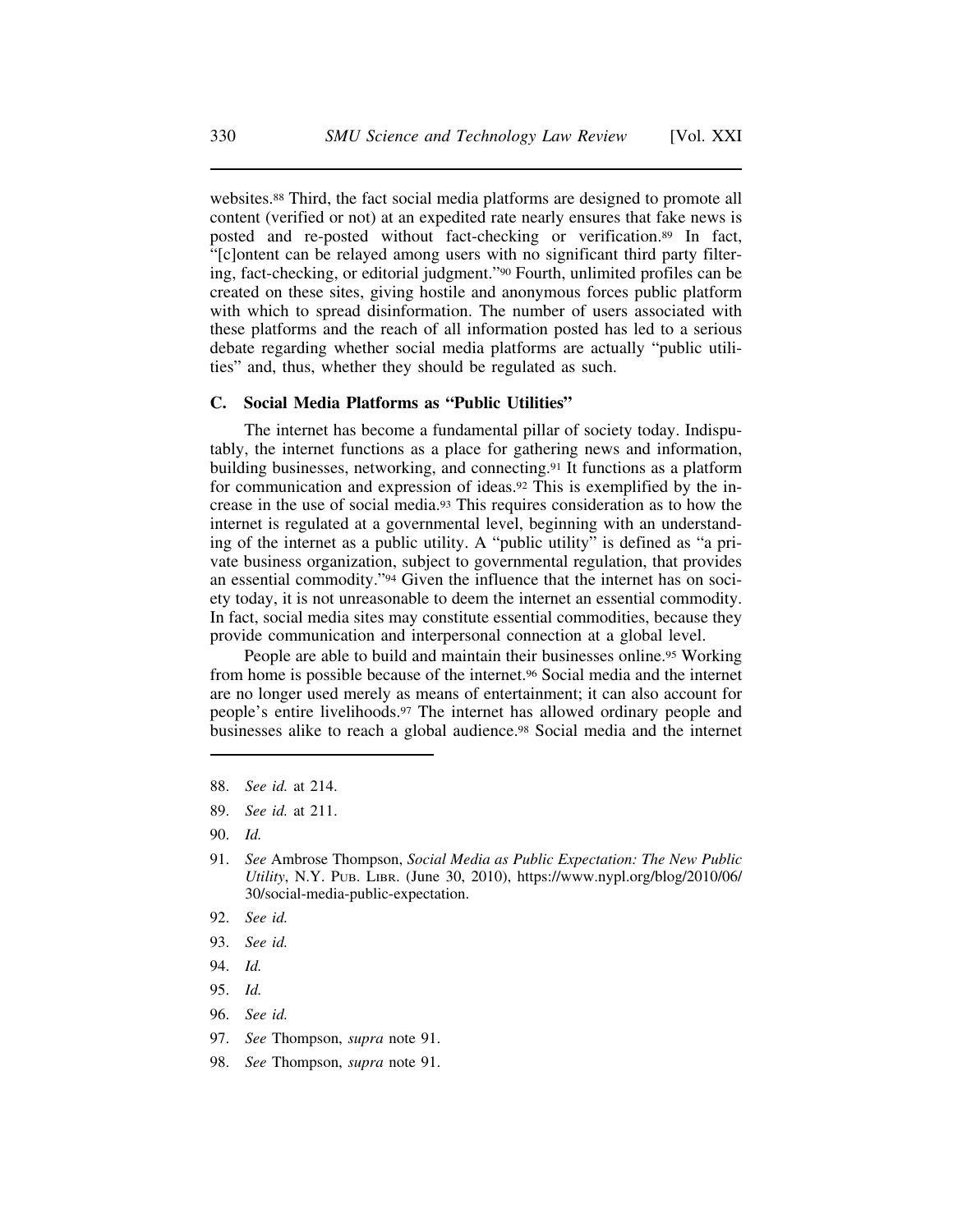websites.[88] Third, the fact social media platforms are designed to promote all content (verified or not) at an expedited rate nearly ensures that fake news is posted and re-posted without fact-checking or verification.[89] In fact, "[c]ontent can be relayed among users with no significant third party filtering, fact-checking, or editorial judgment."[90] Fourth, unlimited profiles can be created on these sites, giving hostile and anonymous forces public platform with which to spread disinformation. The number of users associated with these platforms and the reach of all information posted has led to a serious debate regarding whether social media platforms are actually "public utilities" and, thus, whether they should be regulated as such.

### C. Social Media Platforms as "Public Utilities"

The internet has become a fundamental pillar of society today. Indisputably, the internet functions as a place for gathering news and information, building businesses, networking, and connecting.[91] It functions as a platform for communication and expression of ideas.[92] This is exemplified by the increase in the use of social media.[93] This requires consideration as to how the internet is regulated at a governmental level, beginning with an understanding of the internet as a public utility. A "public utility" is defined as "a private business organization, subject to governmental regulation, that provides an essential commodity."[94] Given the influence that the internet has on society today, it is not unreasonable to deem the internet an essential commodity. In fact, social media sites may constitute essential commodities, because they provide communication and interpersonal connection at a global level.

People are able to build and maintain their businesses online.[95] Working from home is possible because of the internet.[96] Social media and the internet are no longer used merely as means of entertainment; it can also account for people's entire livelihoods.[97] The internet has allowed ordinary people and businesses alike to reach a global audience.[98] Social media and the internet

---

88. *See id.* at 214.

89. *See id.* at 211.

90. *Id.*

91. *See* Ambrose Thompson, *Social Media as Public Expectation: The New Public Utility*, N.Y. PUB. LIBR. (June 30, 2010), https://www.nypl.org/blog/2010/06/30/social-media-public-expectation.

92. *See id.*

93. *See id.*

94. *Id.*

95. *Id.*

96. *See id.*

97. *See* Thompson, *supra* note 91.

98. *See* Thompson, *supra* note 91.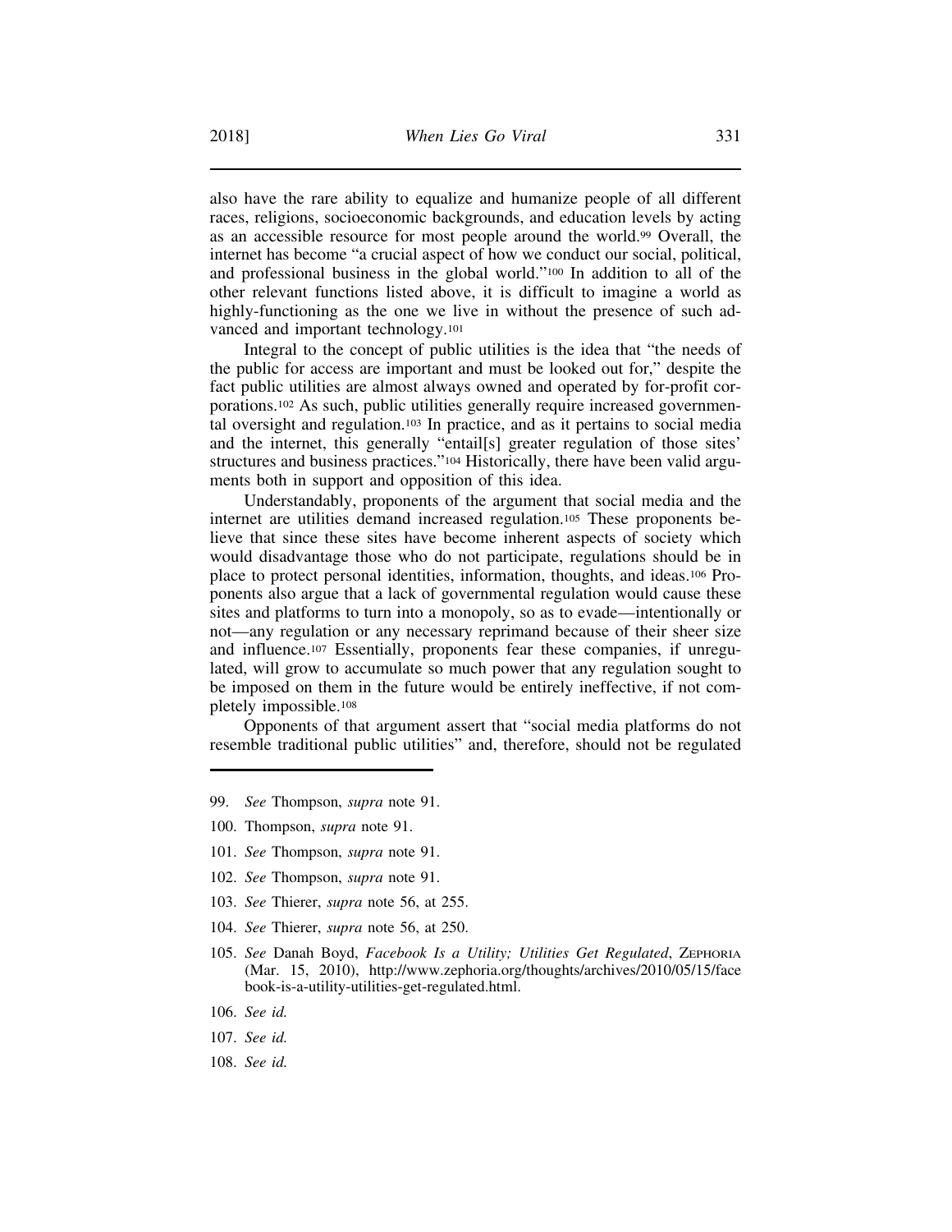also have the rare ability to equalize and humanize people of all different races, religions, socioeconomic backgrounds, and education levels by acting as an accessible resource for most people around the world.[99] Overall, the internet has become "a crucial aspect of how we conduct our social, political, and professional business in the global world."[100] In addition to all of the other relevant functions listed above, it is difficult to imagine a world as highly-functioning as the one we live in without the presence of such advanced and important technology.[101]

Integral to the concept of public utilities is the idea that "the needs of the public for access are important and must be looked out for," despite the fact public utilities are almost always owned and operated by for-profit corporations.[102] As such, public utilities generally require increased governmental oversight and regulation.[103] In practice, and as it pertains to social media and the internet, this generally "entail[s] greater regulation of those sites' structures and business practices."[104] Historically, there have been valid arguments both in support and opposition of this idea.

Understandably, proponents of the argument that social media and the internet are utilities demand increased regulation.[105] These proponents believe that since these sites have become inherent aspects of society which would disadvantage those who do not participate, regulations should be in place to protect personal identities, information, thoughts, and ideas.[106] Proponents also argue that a lack of governmental regulation would cause these sites and platforms to turn into a monopoly, so as to evade—intentionally or not—any regulation or any necessary reprimand because of their sheer size and influence.[107] Essentially, proponents fear these companies, if unregulated, will grow to accumulate so much power that any regulation sought to be imposed on them in the future would be entirely ineffective, if not completely impossible.[108]

Opponents of that argument assert that "social media platforms do not resemble traditional public utilities" and, therefore, should not be regulated

---

99. *See* Thompson, *supra* note 91.

100. Thompson, *supra* note 91.

101. *See* Thompson, *supra* note 91.

102. *See* Thompson, *supra* note 91.

103. *See* Thierer, *supra* note 56, at 255.

104. *See* Thierer, *supra* note 56, at 250.

105. *See* Danah Boyd, *Facebook Is a Utility; Utilities Get Regulated*, ZEPHORIA (Mar. 15, 2010), http://www.zephoria.org/thoughts/archives/2010/05/15/facebook-is-a-utility-utilities-get-regulated.html.

106. *See id.*

107. *See id.*

108. *See id.*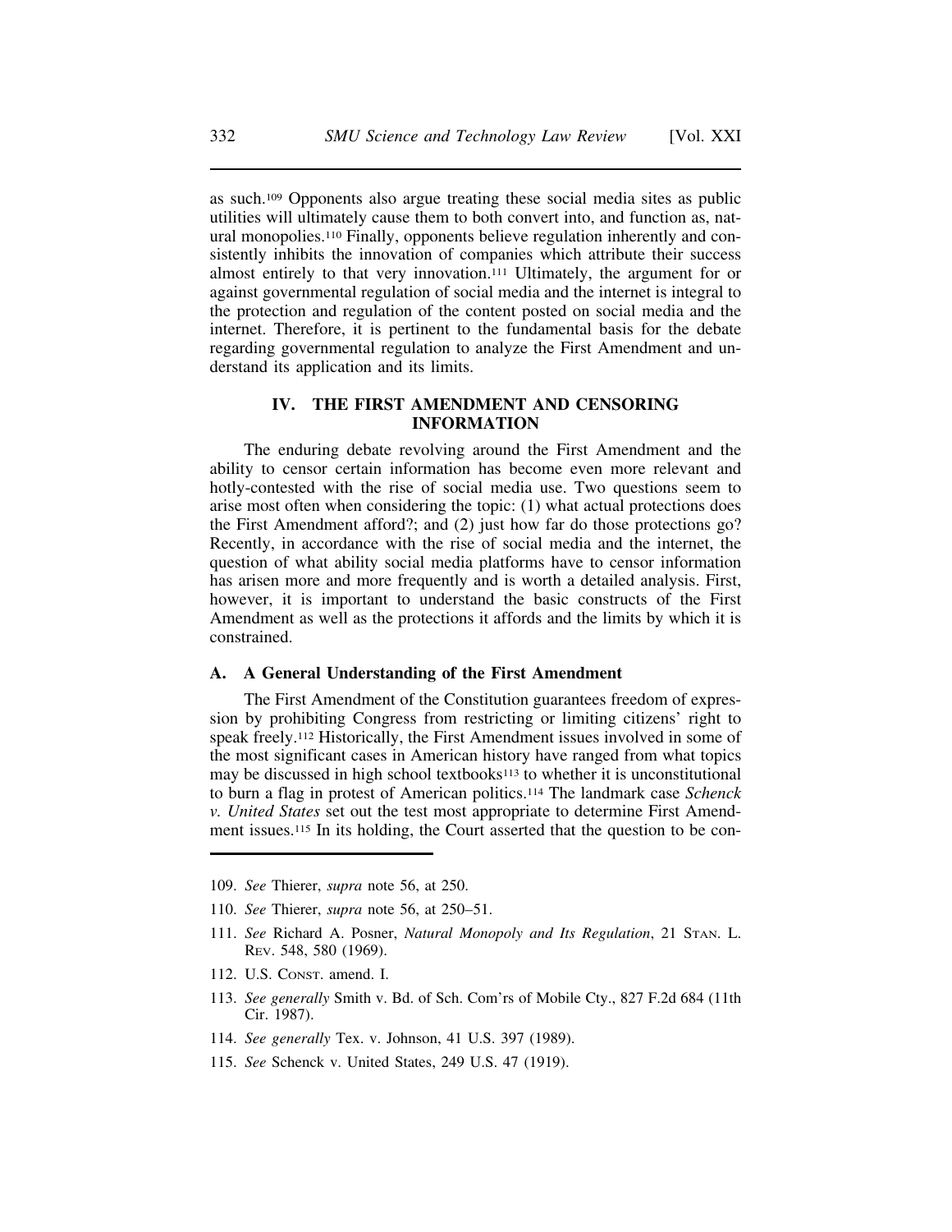as such.[109] Opponents also argue treating these social media sites as public utilities will ultimately cause them to both convert into, and function as, natural monopolies.[110] Finally, opponents believe regulation inherently and consistently inhibits the innovation of companies which attribute their success almost entirely to that very innovation.[111] Ultimately, the argument for or against governmental regulation of social media and the internet is integral to the protection and regulation of the content posted on social media and the internet. Therefore, it is pertinent to the fundamental basis for the debate regarding governmental regulation to analyze the First Amendment and understand its application and its limits.

## IV. THE FIRST AMENDMENT AND CENSORING INFORMATION

The enduring debate revolving around the First Amendment and the ability to censor certain information has become even more relevant and hotly-contested with the rise of social media use. Two questions seem to arise most often when considering the topic: (1) what actual protections does the First Amendment afford?; and (2) just how far do those protections go? Recently, in accordance with the rise of social media and the internet, the question of what ability social media platforms have to censor information has arisen more and more frequently and is worth a detailed analysis. First, however, it is important to understand the basic constructs of the First Amendment as well as the protections it affords and the limits by which it is constrained.

### A. A General Understanding of the First Amendment

The First Amendment of the Constitution guarantees freedom of expression by prohibiting Congress from restricting or limiting citizens' right to speak freely.[112] Historically, the First Amendment issues involved in some of the most significant cases in American history have ranged from what topics may be discussed in high school textbooks[113] to whether it is unconstitutional to burn a flag in protest of American politics.[114] The landmark case *Schenck v. United States* set out the test most appropriate to determine First Amendment issues.[115] In its holding, the Court asserted that the question to be con-

---

109. *See* Thierer, *supra* note 56, at 250.

110. *See* Thierer, *supra* note 56, at 250–51.

111. *See* Richard A. Posner, *Natural Monopoly and Its Regulation*, 21 STAN. L. REV. 548, 580 (1969).

112. U.S. CONST. amend. I.

113. *See generally* Smith v. Bd. of Sch. Com'rs of Mobile Cty., 827 F.2d 684 (11th Cir. 1987).

114. *See generally* Tex. v. Johnson, 41 U.S. 397 (1989).

115. *See* Schenck v. United States, 249 U.S. 47 (1919).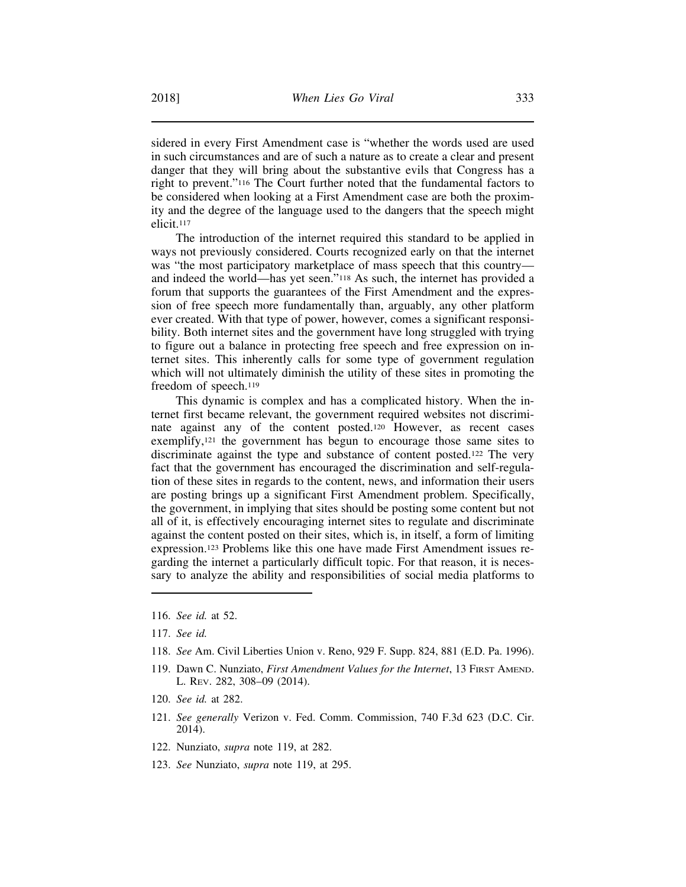sidered in every First Amendment case is "whether the words used are used in such circumstances and are of such a nature as to create a clear and present danger that they will bring about the substantive evils that Congress has a right to prevent."[116] The Court further noted that the fundamental factors to be considered when looking at a First Amendment case are both the proximity and the degree of the language used to the dangers that the speech might elicit.[117]

The introduction of the internet required this standard to be applied in ways not previously considered. Courts recognized early on that the internet was "the most participatory marketplace of mass speech that this country—and indeed the world—has yet seen."[118] As such, the internet has provided a forum that supports the guarantees of the First Amendment and the expression of free speech more fundamentally than, arguably, any other platform ever created. With that type of power, however, comes a significant responsibility. Both internet sites and the government have long struggled with trying to figure out a balance in protecting free speech and free expression on internet sites. This inherently calls for some type of government regulation which will not ultimately diminish the utility of these sites in promoting the freedom of speech.[119]

This dynamic is complex and has a complicated history. When the internet first became relevant, the government required websites not discriminate against any of the content posted.[120] However, as recent cases exemplify,[121] the government has begun to encourage those same sites to discriminate against the type and substance of content posted.[122] The very fact that the government has encouraged the discrimination and self-regulation of these sites in regards to the content, news, and information their users are posting brings up a significant First Amendment problem. Specifically, the government, in implying that sites should be posting some content but not all of it, is effectively encouraging internet sites to regulate and discriminate against the content posted on their sites, which is, in itself, a form of limiting expression.[123] Problems like this one have made First Amendment issues regarding the internet a particularly difficult topic. For that reason, it is necessary to analyze the ability and responsibilities of social media platforms to

---

116. *See id.* at 52.

117. *See id.*

118. *See* Am. Civil Liberties Union v. Reno, 929 F. Supp. 824, 881 (E.D. Pa. 1996).

119. Dawn C. Nunziato, *First Amendment Values for the Internet*, 13 First Amend. L. Rev. 282, 308–09 (2014).

120. *See id.* at 282.

121. *See generally* Verizon v. Fed. Comm. Commission, 740 F.3d 623 (D.C. Cir. 2014).

122. Nunziato, *supra* note 119, at 282.

123. *See* Nunziato, *supra* note 119, at 295.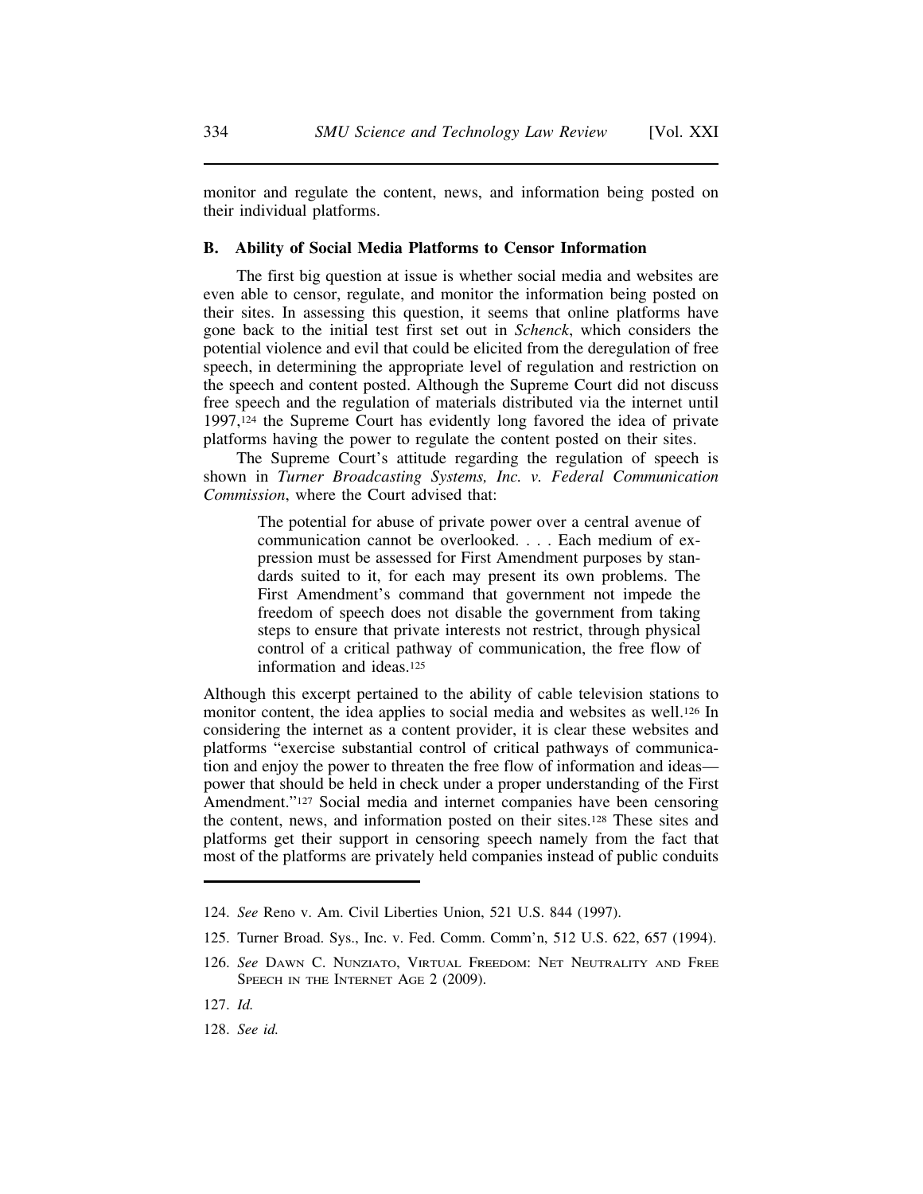monitor and regulate the content, news, and information being posted on their individual platforms.

### B. Ability of Social Media Platforms to Censor Information

The first big question at issue is whether social media and websites are even able to censor, regulate, and monitor the information being posted on their sites. In assessing this question, it seems that online platforms have gone back to the initial test first set out in *Schenck*, which considers the potential violence and evil that could be elicited from the deregulation of free speech, in determining the appropriate level of regulation and restriction on the speech and content posted. Although the Supreme Court did not discuss free speech and the regulation of materials distributed via the internet until 1997,[124] the Supreme Court has evidently long favored the idea of private platforms having the power to regulate the content posted on their sites.

The Supreme Court's attitude regarding the regulation of speech is shown in *Turner Broadcasting Systems, Inc. v. Federal Communication Commission*, where the Court advised that:

> The potential for abuse of private power over a central avenue of communication cannot be overlooked. . . . Each medium of expression must be assessed for First Amendment purposes by standards suited to it, for each may present its own problems. The First Amendment's command that government not impede the freedom of speech does not disable the government from taking steps to ensure that private interests not restrict, through physical control of a critical pathway of communication, the free flow of information and ideas.[125]

Although this excerpt pertained to the ability of cable television stations to monitor content, the idea applies to social media and websites as well.[126] In considering the internet as a content provider, it is clear these websites and platforms "exercise substantial control of critical pathways of communication and enjoy the power to threaten the free flow of information and ideas—power that should be held in check under a proper understanding of the First Amendment."[127] Social media and internet companies have been censoring the content, news, and information posted on their sites.[128] These sites and platforms get their support in censoring speech namely from the fact that most of the platforms are privately held companies instead of public conduits

---

124. *See* Reno v. Am. Civil Liberties Union, 521 U.S. 844 (1997).

125. Turner Broad. Sys., Inc. v. Fed. Comm. Comm'n, 512 U.S. 622, 657 (1994).

126. *See* Dawn C. Nunziato, Virtual Freedom: Net Neutrality and Free Speech in the Internet Age 2 (2009).

127. *Id.*

128. *See id.*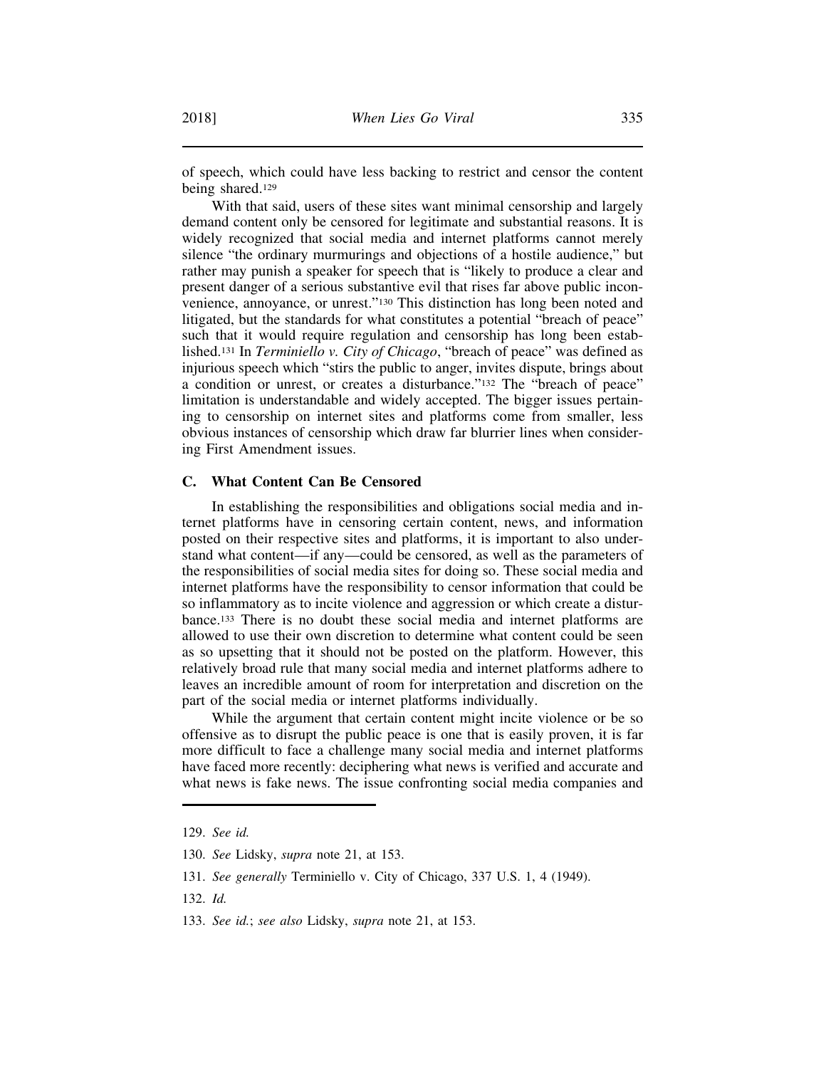of speech, which could have less backing to restrict and censor the content being shared.[129]

With that said, users of these sites want minimal censorship and largely demand content only be censored for legitimate and substantial reasons. It is widely recognized that social media and internet platforms cannot merely silence "the ordinary murmurings and objections of a hostile audience," but rather may punish a speaker for speech that is "likely to produce a clear and present danger of a serious substantive evil that rises far above public inconvenience, annoyance, or unrest."[130] This distinction has long been noted and litigated, but the standards for what constitutes a potential "breach of peace" such that it would require regulation and censorship has long been established.[131] In *Terminiello v. City of Chicago*, "breach of peace" was defined as injurious speech which "stirs the public to anger, invites dispute, brings about a condition or unrest, or creates a disturbance."[132] The "breach of peace" limitation is understandable and widely accepted. The bigger issues pertaining to censorship on internet sites and platforms come from smaller, less obvious instances of censorship which draw far blurrier lines when considering First Amendment issues.

### C. What Content Can Be Censored

In establishing the responsibilities and obligations social media and internet platforms have in censoring certain content, news, and information posted on their respective sites and platforms, it is important to also understand what content—if any—could be censored, as well as the parameters of the responsibilities of social media sites for doing so. These social media and internet platforms have the responsibility to censor information that could be so inflammatory as to incite violence and aggression or which create a disturbance.[133] There is no doubt these social media and internet platforms are allowed to use their own discretion to determine what content could be seen as so upsetting that it should not be posted on the platform. However, this relatively broad rule that many social media and internet platforms adhere to leaves an incredible amount of room for interpretation and discretion on the part of the social media or internet platforms individually.

While the argument that certain content might incite violence or be so offensive as to disrupt the public peace is one that is easily proven, it is far more difficult to face a challenge many social media and internet platforms have faced more recently: deciphering what news is verified and accurate and what news is fake news. The issue confronting social media companies and

---

129. *See id.*

130. *See* Lidsky, *supra* note 21, at 153.

131. *See generally* Terminiello v. City of Chicago, 337 U.S. 1, 4 (1949).

132. *Id.*

133. *See id.*; *see also* Lidsky, *supra* note 21, at 153.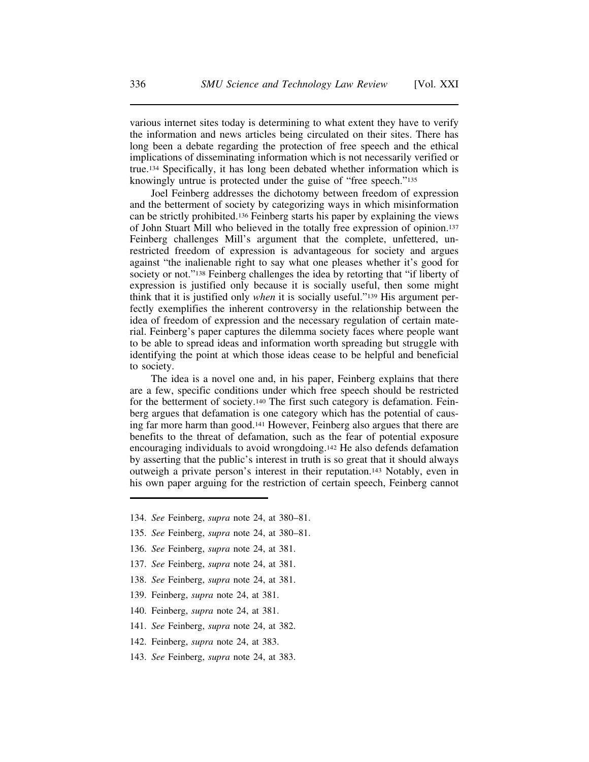various internet sites today is determining to what extent they have to verify the information and news articles being circulated on their sites. There has long been a debate regarding the protection of free speech and the ethical implications of disseminating information which is not necessarily verified or true.[134] Specifically, it has long been debated whether information which is knowingly untrue is protected under the guise of "free speech."[135]

Joel Feinberg addresses the dichotomy between freedom of expression and the betterment of society by categorizing ways in which misinformation can be strictly prohibited.[136] Feinberg starts his paper by explaining the views of John Stuart Mill who believed in the totally free expression of opinion.[137] Feinberg challenges Mill's argument that the complete, unfettered, unrestricted freedom of expression is advantageous for society and argues against "the inalienable right to say what one pleases whether it's good for society or not."[138] Feinberg challenges the idea by retorting that "if liberty of expression is justified only because it is socially useful, then some might think that it is justified only *when* it is socially useful."[139] His argument perfectly exemplifies the inherent controversy in the relationship between the idea of freedom of expression and the necessary regulation of certain material. Feinberg's paper captures the dilemma society faces where people want to be able to spread ideas and information worth spreading but struggle with identifying the point at which those ideas cease to be helpful and beneficial to society.

The idea is a novel one and, in his paper, Feinberg explains that there are a few, specific conditions under which free speech should be restricted for the betterment of society.[140] The first such category is defamation. Feinberg argues that defamation is one category which has the potential of causing far more harm than good.[141] However, Feinberg also argues that there are benefits to the threat of defamation, such as the fear of potential exposure encouraging individuals to avoid wrongdoing.[142] He also defends defamation by asserting that the public's interest in truth is so great that it should always outweigh a private person's interest in their reputation.[143] Notably, even in his own paper arguing for the restriction of certain speech, Feinberg cannot

---

134. *See* Feinberg, *supra* note 24, at 380–81.

135. *See* Feinberg, *supra* note 24, at 380–81.

136. *See* Feinberg, *supra* note 24, at 381.

137. *See* Feinberg, *supra* note 24, at 381.

138. *See* Feinberg, *supra* note 24, at 381.

139. Feinberg, *supra* note 24, at 381.

140. Feinberg, *supra* note 24, at 381.

141. *See* Feinberg, *supra* note 24, at 382.

142. Feinberg, *supra* note 24, at 383.

143. *See* Feinberg, *supra* note 24, at 383.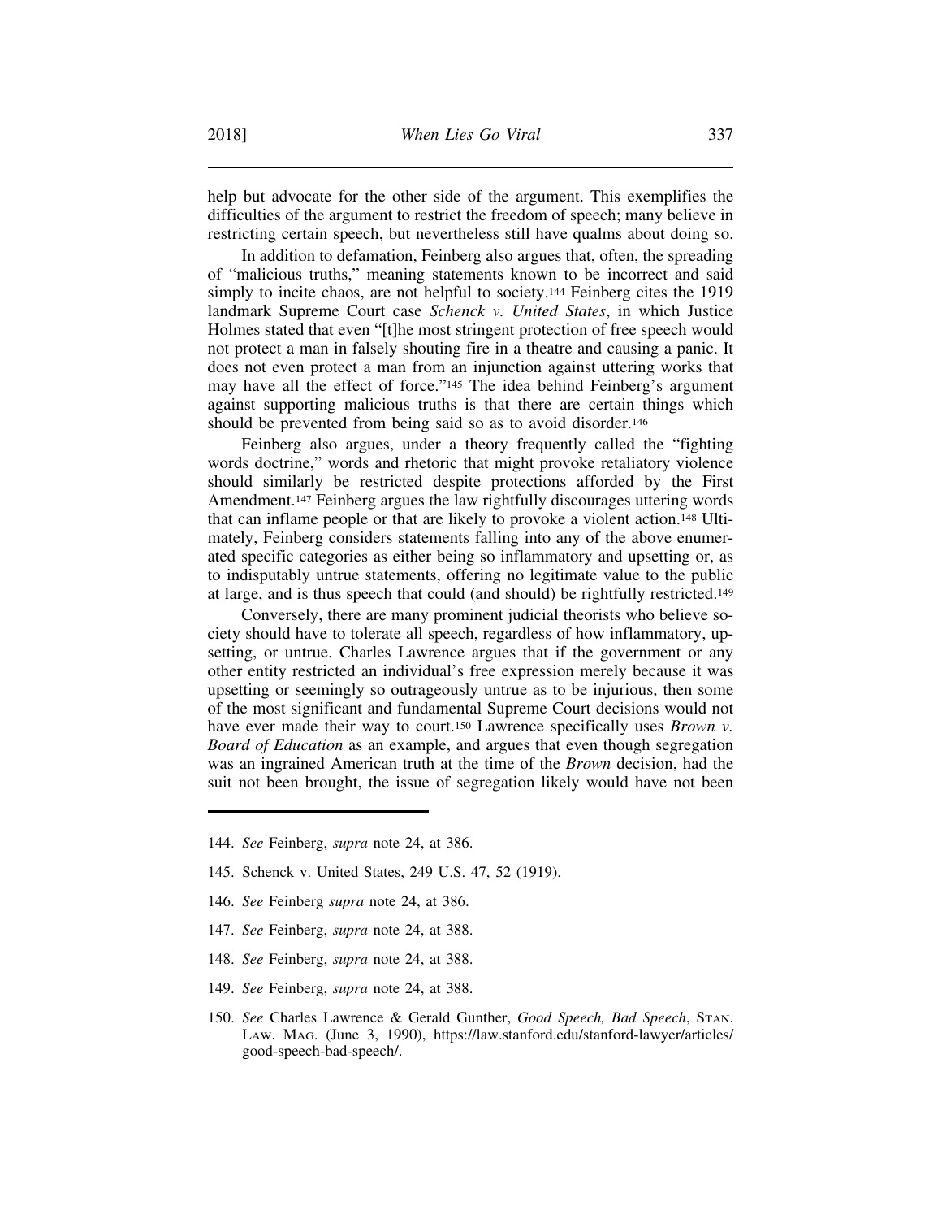help but advocate for the other side of the argument. This exemplifies the difficulties of the argument to restrict the freedom of speech; many believe in restricting certain speech, but nevertheless still have qualms about doing so.

In addition to defamation, Feinberg also argues that, often, the spreading of "malicious truths," meaning statements known to be incorrect and said simply to incite chaos, are not helpful to society.[144] Feinberg cites the 1919 landmark Supreme Court case *Schenck v. United States*, in which Justice Holmes stated that even "[t]he most stringent protection of free speech would not protect a man in falsely shouting fire in a theatre and causing a panic. It does not even protect a man from an injunction against uttering works that may have all the effect of force."[145] The idea behind Feinberg's argument against supporting malicious truths is that there are certain things which should be prevented from being said so as to avoid disorder.[146]

Feinberg also argues, under a theory frequently called the "fighting words doctrine," words and rhetoric that might provoke retaliatory violence should similarly be restricted despite protections afforded by the First Amendment.[147] Feinberg argues the law rightfully discourages uttering words that can inflame people or that are likely to provoke a violent action.[148] Ultimately, Feinberg considers statements falling into any of the above enumerated specific categories as either being so inflammatory and upsetting or, as to indisputably untrue statements, offering no legitimate value to the public at large, and is thus speech that could (and should) be rightfully restricted.[149]

Conversely, there are many prominent judicial theorists who believe society should have to tolerate all speech, regardless of how inflammatory, upsetting, or untrue. Charles Lawrence argues that if the government or any other entity restricted an individual's free expression merely because it was upsetting or seemingly so outrageously untrue as to be injurious, then some of the most significant and fundamental Supreme Court decisions would not have ever made their way to court.[150] Lawrence specifically uses *Brown v. Board of Education* as an example, and argues that even though segregation was an ingrained American truth at the time of the *Brown* decision, had the suit not been brought, the issue of segregation likely would have not been

---

144. *See* Feinberg, *supra* note 24, at 386.

145. Schenck v. United States, 249 U.S. 47, 52 (1919).

146. *See* Feinberg *supra* note 24, at 386.

147. *See* Feinberg, *supra* note 24, at 388.

148. *See* Feinberg, *supra* note 24, at 388.

149. *See* Feinberg, *supra* note 24, at 388.

150. *See* Charles Lawrence & Gerald Gunther, *Good Speech, Bad Speech*, STAN. LAW. MAG. (June 3, 1990), https://law.stanford.edu/stanford-lawyer/articles/good-speech-bad-speech/.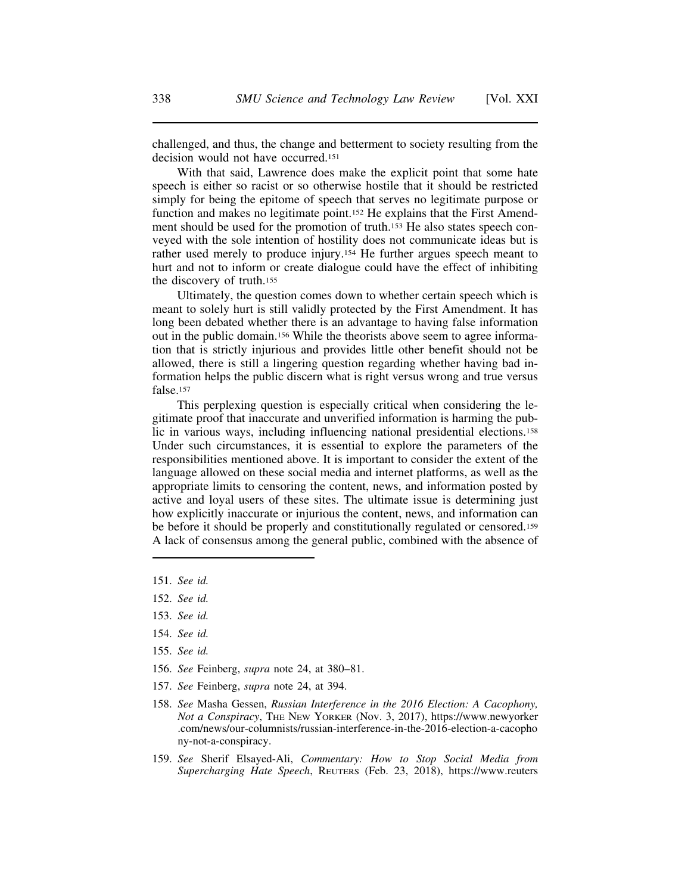challenged, and thus, the change and betterment to society resulting from the decision would not have occurred.[151]

With that said, Lawrence does make the explicit point that some hate speech is either so racist or so otherwise hostile that it should be restricted simply for being the epitome of speech that serves no legitimate purpose or function and makes no legitimate point.[152] He explains that the First Amendment should be used for the promotion of truth.[153] He also states speech conveyed with the sole intention of hostility does not communicate ideas but is rather used merely to produce injury.[154] He further argues speech meant to hurt and not to inform or create dialogue could have the effect of inhibiting the discovery of truth.[155]

Ultimately, the question comes down to whether certain speech which is meant to solely hurt is still validly protected by the First Amendment. It has long been debated whether there is an advantage to having false information out in the public domain.[156] While the theorists above seem to agree information that is strictly injurious and provides little other benefit should not be allowed, there is still a lingering question regarding whether having bad information helps the public discern what is right versus wrong and true versus false.[157]

This perplexing question is especially critical when considering the legitimate proof that inaccurate and unverified information is harming the public in various ways, including influencing national presidential elections.[158] Under such circumstances, it is essential to explore the parameters of the responsibilities mentioned above. It is important to consider the extent of the language allowed on these social media and internet platforms, as well as the appropriate limits to censoring the content, news, and information posted by active and loyal users of these sites. The ultimate issue is determining just how explicitly inaccurate or injurious the content, news, and information can be before it should be properly and constitutionally regulated or censored.[159] A lack of consensus among the general public, combined with the absence of

---

151. *See id.*

152. *See id.*

153. *See id.*

154. *See id.*

155. *See id.*

156. *See* Feinberg, *supra* note 24, at 380–81.

157. *See* Feinberg, *supra* note 24, at 394.

158. *See* Masha Gessen, *Russian Interference in the 2016 Election: A Cacophony, Not a Conspiracy*, THE NEW YORKER (Nov. 3, 2017), https://www.newyorker.com/news/our-columnists/russian-interference-in-the-2016-election-a-cacophony-not-a-conspiracy.

159. *See* Sherif Elsayed-Ali, *Commentary: How to Stop Social Media from Supercharging Hate Speech*, REUTERS (Feb. 23, 2018), https://www.reuters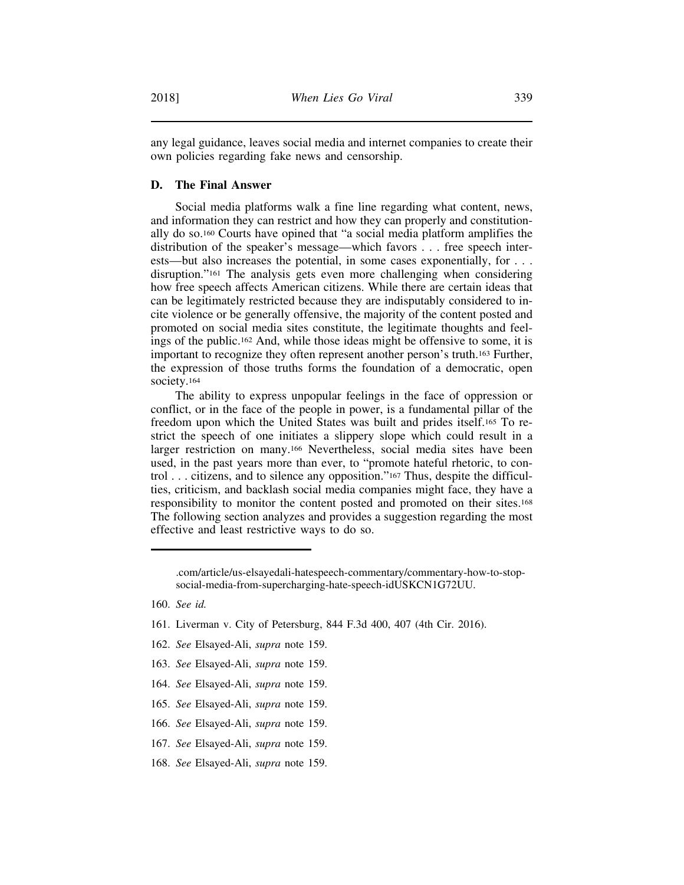any legal guidance, leaves social media and internet companies to create their own policies regarding fake news and censorship.

### D. The Final Answer

Social media platforms walk a fine line regarding what content, news, and information they can restrict and how they can properly and constitutionally do so.[160] Courts have opined that "a social media platform amplifies the distribution of the speaker's message—which favors . . . free speech interests—but also increases the potential, in some cases exponentially, for . . . disruption."[161] The analysis gets even more challenging when considering how free speech affects American citizens. While there are certain ideas that can be legitimately restricted because they are indisputably considered to incite violence or be generally offensive, the majority of the content posted and promoted on social media sites constitute, the legitimate thoughts and feelings of the public.[162] And, while those ideas might be offensive to some, it is important to recognize they often represent another person's truth.[163] Further, the expression of those truths forms the foundation of a democratic, open society.[164]

The ability to express unpopular feelings in the face of oppression or conflict, or in the face of the people in power, is a fundamental pillar of the freedom upon which the United States was built and prides itself.[165] To restrict the speech of one initiates a slippery slope which could result in a larger restriction on many.[166] Nevertheless, social media sites have been used, in the past years more than ever, to "promote hateful rhetoric, to control . . . citizens, and to silence any opposition."[167] Thus, despite the difficulties, criticism, and backlash social media companies might face, they have a responsibility to monitor the content posted and promoted on their sites.[168] The following section analyzes and provides a suggestion regarding the most effective and least restrictive ways to do so.

---

.com/article/us-elsayedali-hatespeech-commentary/commentary-how-to-stop-social-media-from-supercharging-hate-speech-idUSKCN1G72UU.

160. *See id.*

161. Liverman v. City of Petersburg, 844 F.3d 400, 407 (4th Cir. 2016).

162. *See* Elsayed-Ali, *supra* note 159.

163. *See* Elsayed-Ali, *supra* note 159.

164. *See* Elsayed-Ali, *supra* note 159.

165. *See* Elsayed-Ali, *supra* note 159.

166. *See* Elsayed-Ali, *supra* note 159.

167. *See* Elsayed-Ali, *supra* note 159.

168. *See* Elsayed-Ali, *supra* note 159.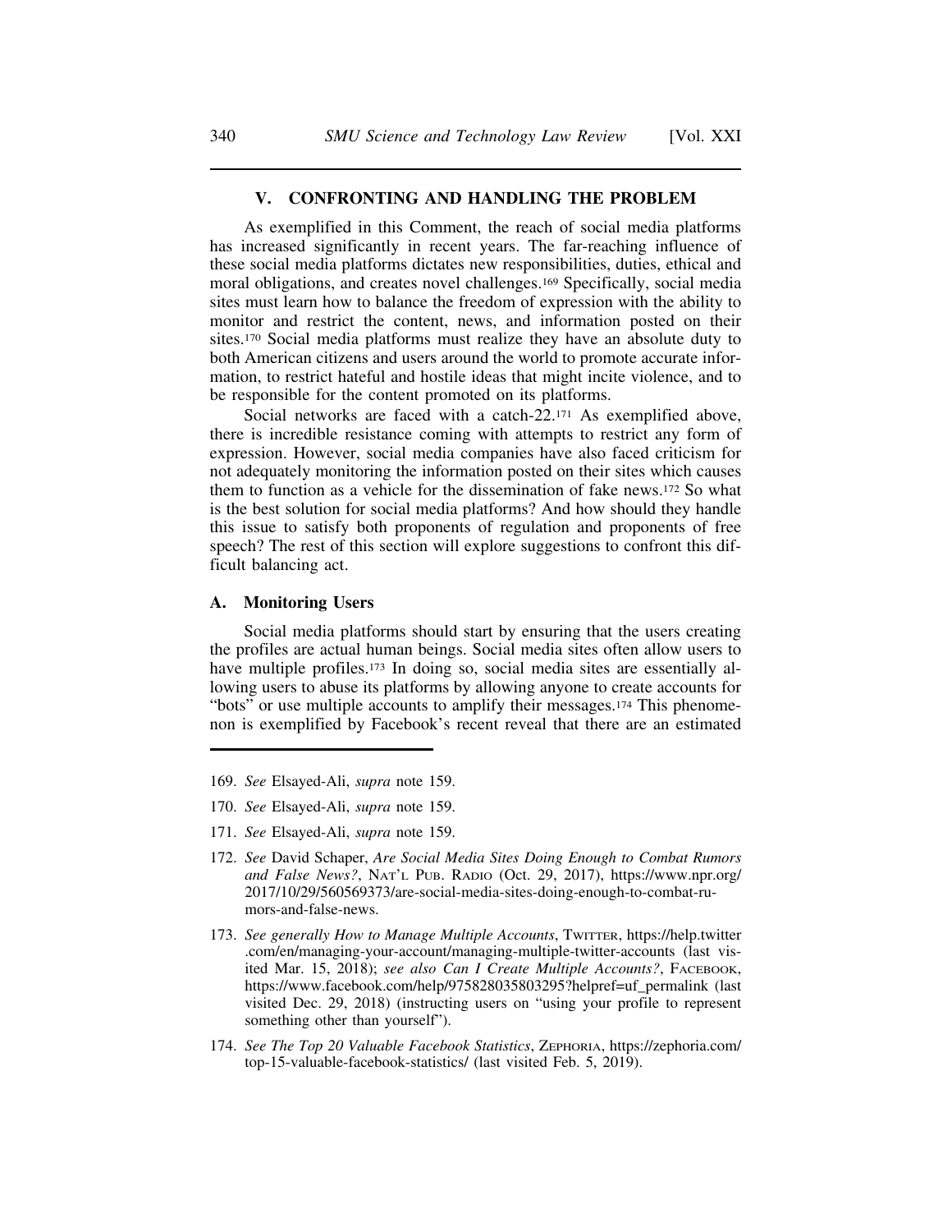## V. CONFRONTING AND HANDLING THE PROBLEM

As exemplified in this Comment, the reach of social media platforms has increased significantly in recent years. The far-reaching influence of these social media platforms dictates new responsibilities, duties, ethical and moral obligations, and creates novel challenges.[169] Specifically, social media sites must learn how to balance the freedom of expression with the ability to monitor and restrict the content, news, and information posted on their sites.[170] Social media platforms must realize they have an absolute duty to both American citizens and users around the world to promote accurate information, to restrict hateful and hostile ideas that might incite violence, and to be responsible for the content promoted on its platforms.

Social networks are faced with a catch-22.[171] As exemplified above, there is incredible resistance coming with attempts to restrict any form of expression. However, social media companies have also faced criticism for not adequately monitoring the information posted on their sites which causes them to function as a vehicle for the dissemination of fake news.[172] So what is the best solution for social media platforms? And how should they handle this issue to satisfy both proponents of regulation and proponents of free speech? The rest of this section will explore suggestions to confront this difficult balancing act.

### A. Monitoring Users

Social media platforms should start by ensuring that the users creating the profiles are actual human beings. Social media sites often allow users to have multiple profiles.[173] In doing so, social media sites are essentially allowing users to abuse its platforms by allowing anyone to create accounts for "bots" or use multiple accounts to amplify their messages.[174] This phenomenon is exemplified by Facebook's recent reveal that there are an estimated

---

169. *See* Elsayed-Ali, *supra* note 159.

170. *See* Elsayed-Ali, *supra* note 159.

171. *See* Elsayed-Ali, *supra* note 159.

172. *See* David Schaper, *Are Social Media Sites Doing Enough to Combat Rumors and False News?*, NAT'L PUB. RADIO (Oct. 29, 2017), https://www.npr.org/2017/10/29/560569373/are-social-media-sites-doing-enough-to-combat-rumors-and-false-news.

173. *See generally How to Manage Multiple Accounts*, TWITTER, https://help.twitter.com/en/managing-your-account/managing-multiple-twitter-accounts (last visited Mar. 15, 2018); *see also Can I Create Multiple Accounts?*, FACEBOOK, https://www.facebook.com/help/975828035803295?helpref=uf_permalink (last visited Dec. 29, 2018) (instructing users on "using your profile to represent something other than yourself").

174. *See The Top 20 Valuable Facebook Statistics*, ZEPHORIA, https://zephoria.com/top-15-valuable-facebook-statistics/ (last visited Feb. 5, 2019).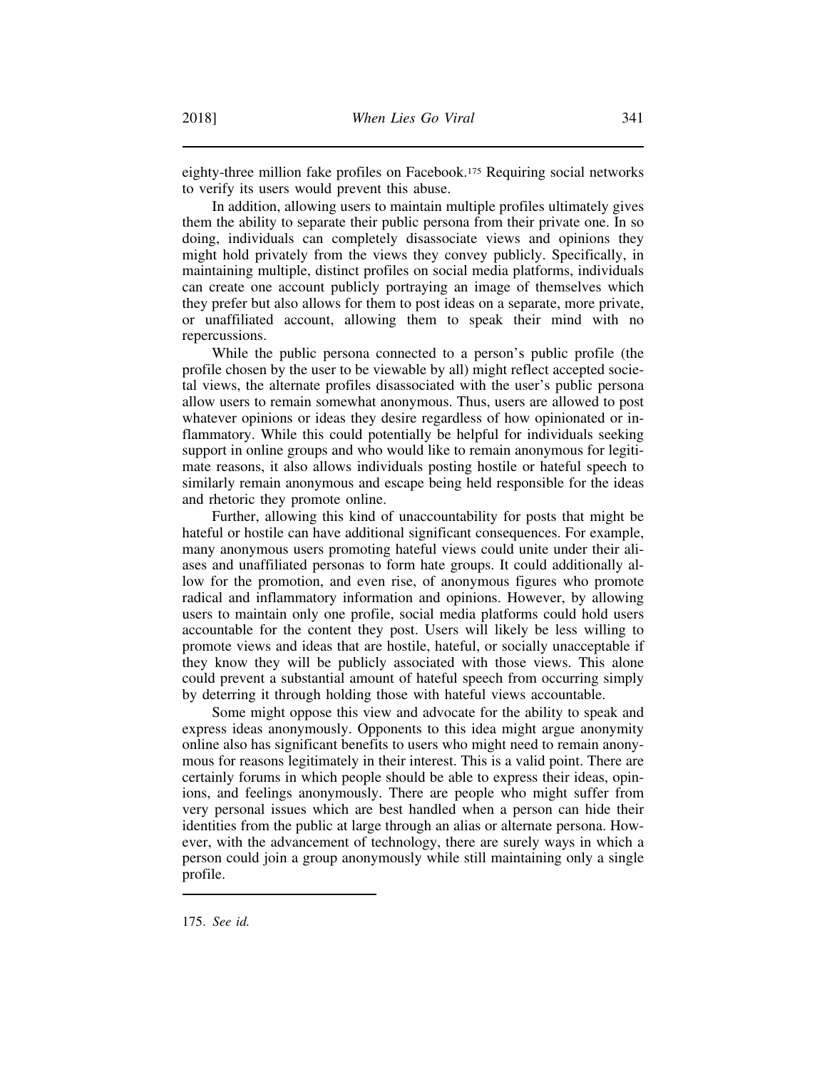eighty-three million fake profiles on Facebook.[175] Requiring social networks to verify its users would prevent this abuse.

In addition, allowing users to maintain multiple profiles ultimately gives them the ability to separate their public persona from their private one. In so doing, individuals can completely disassociate views and opinions they might hold privately from the views they convey publicly. Specifically, in maintaining multiple, distinct profiles on social media platforms, individuals can create one account publicly portraying an image of themselves which they prefer but also allows for them to post ideas on a separate, more private, or unaffiliated account, allowing them to speak their mind with no repercussions.

While the public persona connected to a person's public profile (the profile chosen by the user to be viewable by all) might reflect accepted societal views, the alternate profiles disassociated with the user's public persona allow users to remain somewhat anonymous. Thus, users are allowed to post whatever opinions or ideas they desire regardless of how opinionated or inflammatory. While this could potentially be helpful for individuals seeking support in online groups and who would like to remain anonymous for legitimate reasons, it also allows individuals posting hostile or hateful speech to similarly remain anonymous and escape being held responsible for the ideas and rhetoric they promote online.

Further, allowing this kind of unaccountability for posts that might be hateful or hostile can have additional significant consequences. For example, many anonymous users promoting hateful views could unite under their aliases and unaffiliated personas to form hate groups. It could additionally allow for the promotion, and even rise, of anonymous figures who promote radical and inflammatory information and opinions. However, by allowing users to maintain only one profile, social media platforms could hold users accountable for the content they post. Users will likely be less willing to promote views and ideas that are hostile, hateful, or socially unacceptable if they know they will be publicly associated with those views. This alone could prevent a substantial amount of hateful speech from occurring simply by deterring it through holding those with hateful views accountable.

Some might oppose this view and advocate for the ability to speak and express ideas anonymously. Opponents to this idea might argue anonymity online also has significant benefits to users who might need to remain anonymous for reasons legitimately in their interest. This is a valid point. There are certainly forums in which people should be able to express their ideas, opinions, and feelings anonymously. There are people who might suffer from very personal issues which are best handled when a person can hide their identities from the public at large through an alias or alternate persona. However, with the advancement of technology, there are surely ways in which a person could join a group anonymously while still maintaining only a single profile.

---

175. *See id.*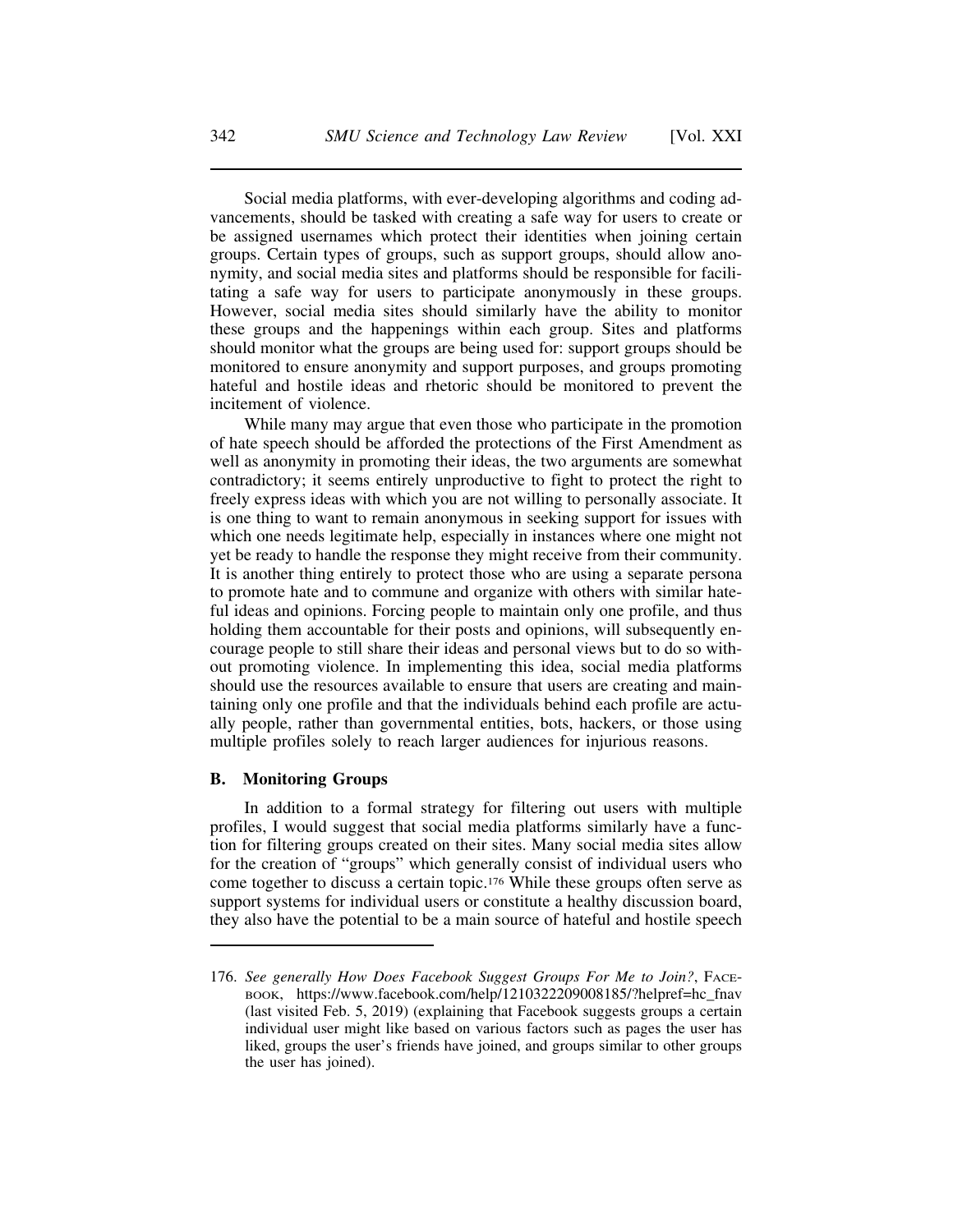Social media platforms, with ever-developing algorithms and coding advancements, should be tasked with creating a safe way for users to create or be assigned usernames which protect their identities when joining certain groups. Certain types of groups, such as support groups, should allow anonymity, and social media sites and platforms should be responsible for facilitating a safe way for users to participate anonymously in these groups. However, social media sites should similarly have the ability to monitor these groups and the happenings within each group. Sites and platforms should monitor what the groups are being used for: support groups should be monitored to ensure anonymity and support purposes, and groups promoting hateful and hostile ideas and rhetoric should be monitored to prevent the incitement of violence.

While many may argue that even those who participate in the promotion of hate speech should be afforded the protections of the First Amendment as well as anonymity in promoting their ideas, the two arguments are somewhat contradictory; it seems entirely unproductive to fight to protect the right to freely express ideas with which you are not willing to personally associate. It is one thing to want to remain anonymous in seeking support for issues with which one needs legitimate help, especially in instances where one might not yet be ready to handle the response they might receive from their community. It is another thing entirely to protect those who are using a separate persona to promote hate and to commune and organize with others with similar hateful ideas and opinions. Forcing people to maintain only one profile, and thus holding them accountable for their posts and opinions, will subsequently encourage people to still share their ideas and personal views but to do so without promoting violence. In implementing this idea, social media platforms should use the resources available to ensure that users are creating and maintaining only one profile and that the individuals behind each profile are actually people, rather than governmental entities, bots, hackers, or those using multiple profiles solely to reach larger audiences for injurious reasons.

### B. Monitoring Groups

In addition to a formal strategy for filtering out users with multiple profiles, I would suggest that social media platforms similarly have a function for filtering groups created on their sites. Many social media sites allow for the creation of "groups" which generally consist of individual users who come together to discuss a certain topic.[176] While these groups often serve as support systems for individual users or constitute a healthy discussion board, they also have the potential to be a main source of hateful and hostile speech

---

176. *See generally How Does Facebook Suggest Groups For Me to Join?*, FACEBOOK, https://www.facebook.com/help/1210322209008185/?helpref=hc_fnav (last visited Feb. 5, 2019) (explaining that Facebook suggests groups a certain individual user might like based on various factors such as pages the user has liked, groups the user's friends have joined, and groups similar to other groups the user has joined).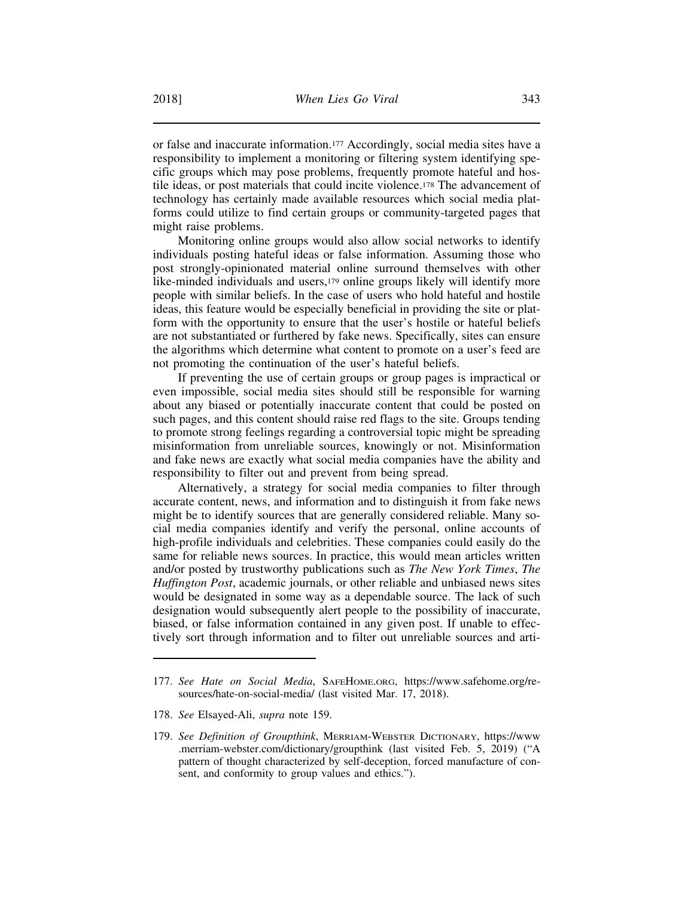or false and inaccurate information.[177] Accordingly, social media sites have a responsibility to implement a monitoring or filtering system identifying specific groups which may pose problems, frequently promote hateful and hostile ideas, or post materials that could incite violence.[178] The advancement of technology has certainly made available resources which social media platforms could utilize to find certain groups or community-targeted pages that might raise problems.

Monitoring online groups would also allow social networks to identify individuals posting hateful ideas or false information. Assuming those who post strongly-opinionated material online surround themselves with other like-minded individuals and users,[179] online groups likely will identify more people with similar beliefs. In the case of users who hold hateful and hostile ideas, this feature would be especially beneficial in providing the site or platform with the opportunity to ensure that the user's hostile or hateful beliefs are not substantiated or furthered by fake news. Specifically, sites can ensure the algorithms which determine what content to promote on a user's feed are not promoting the continuation of the user's hateful beliefs.

If preventing the use of certain groups or group pages is impractical or even impossible, social media sites should still be responsible for warning about any biased or potentially inaccurate content that could be posted on such pages, and this content should raise red flags to the site. Groups tending to promote strong feelings regarding a controversial topic might be spreading misinformation from unreliable sources, knowingly or not. Misinformation and fake news are exactly what social media companies have the ability and responsibility to filter out and prevent from being spread.

Alternatively, a strategy for social media companies to filter through accurate content, news, and information and to distinguish it from fake news might be to identify sources that are generally considered reliable. Many social media companies identify and verify the personal, online accounts of high-profile individuals and celebrities. These companies could easily do the same for reliable news sources. In practice, this would mean articles written and/or posted by trustworthy publications such as *The New York Times*, *The Huffington Post*, academic journals, or other reliable and unbiased news sites would be designated in some way as a dependable source. The lack of such designation would subsequently alert people to the possibility of inaccurate, biased, or false information contained in any given post. If unable to effectively sort through information and to filter out unreliable sources and arti-

---

177. *See Hate on Social Media*, SAFEHOME.ORG, https://www.safehome.org/resources/hate-on-social-media/ (last visited Mar. 17, 2018).

178. *See* Elsayed-Ali, *supra* note 159.

179. *See Definition of Groupthink*, MERRIAM-WEBSTER DICTIONARY, https://www.merriam-webster.com/dictionary/groupthink (last visited Feb. 5, 2019) ("A pattern of thought characterized by self-deception, forced manufacture of consent, and conformity to group values and ethics.").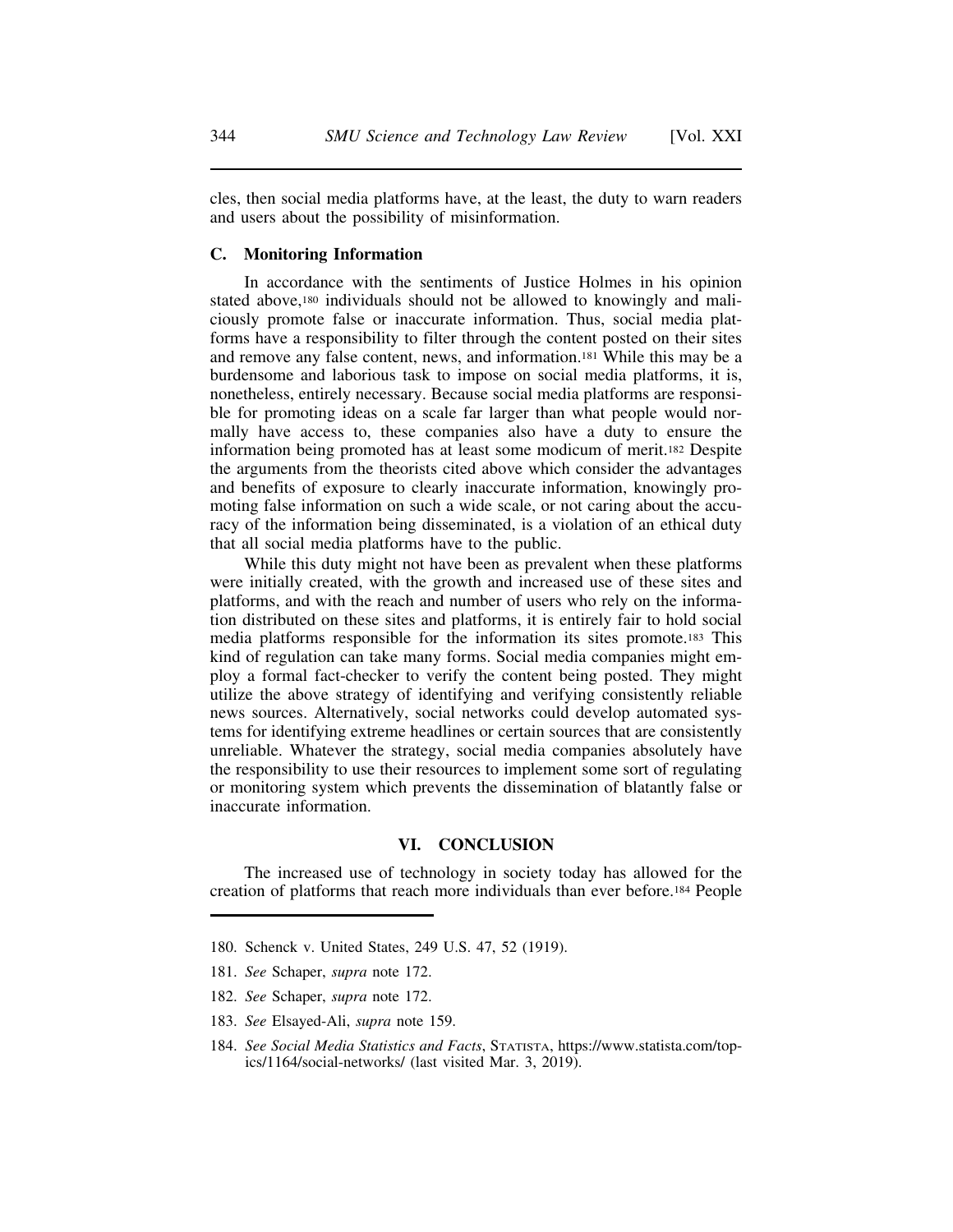cles, then social media platforms have, at the least, the duty to warn readers and users about the possibility of misinformation.

### C. Monitoring Information

In accordance with the sentiments of Justice Holmes in his opinion stated above,[180] individuals should not be allowed to knowingly and maliciously promote false or inaccurate information. Thus, social media platforms have a responsibility to filter through the content posted on their sites and remove any false content, news, and information.[181] While this may be a burdensome and laborious task to impose on social media platforms, it is, nonetheless, entirely necessary. Because social media platforms are responsible for promoting ideas on a scale far larger than what people would normally have access to, these companies also have a duty to ensure the information being promoted has at least some modicum of merit.[182] Despite the arguments from the theorists cited above which consider the advantages and benefits of exposure to clearly inaccurate information, knowingly promoting false information on such a wide scale, or not caring about the accuracy of the information being disseminated, is a violation of an ethical duty that all social media platforms have to the public.

While this duty might not have been as prevalent when these platforms were initially created, with the growth and increased use of these sites and platforms, and with the reach and number of users who rely on the information distributed on these sites and platforms, it is entirely fair to hold social media platforms responsible for the information its sites promote.[183] This kind of regulation can take many forms. Social media companies might employ a formal fact-checker to verify the content being posted. They might utilize the above strategy of identifying and verifying consistently reliable news sources. Alternatively, social networks could develop automated systems for identifying extreme headlines or certain sources that are consistently unreliable. Whatever the strategy, social media companies absolutely have the responsibility to use their resources to implement some sort of regulating or monitoring system which prevents the dissemination of blatantly false or inaccurate information.

## VI. CONCLUSION

The increased use of technology in society today has allowed for the creation of platforms that reach more individuals than ever before.[184] People

---

180. Schenck v. United States, 249 U.S. 47, 52 (1919).

181. *See* Schaper, *supra* note 172.

182. *See* Schaper, *supra* note 172.

183. *See* Elsayed-Ali, *supra* note 159.

184. *See Social Media Statistics and Facts*, STATISTA, https://www.statista.com/topics/1164/social-networks/ (last visited Mar. 3, 2019).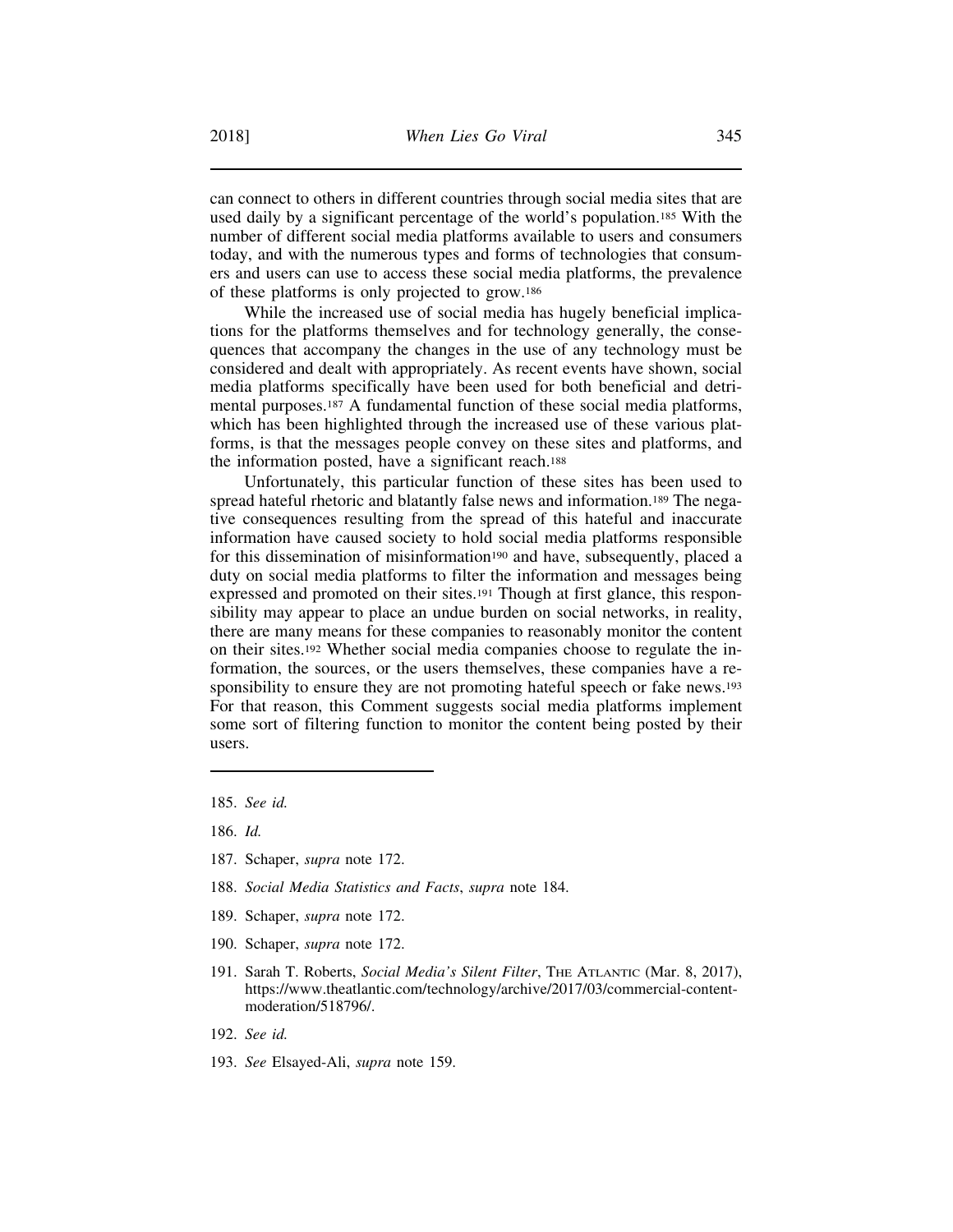can connect to others in different countries through social media sites that are used daily by a significant percentage of the world's population.[185] With the number of different social media platforms available to users and consumers today, and with the numerous types and forms of technologies that consumers and users can use to access these social media platforms, the prevalence of these platforms is only projected to grow.[186]

While the increased use of social media has hugely beneficial implications for the platforms themselves and for technology generally, the consequences that accompany the changes in the use of any technology must be considered and dealt with appropriately. As recent events have shown, social media platforms specifically have been used for both beneficial and detrimental purposes.[187] A fundamental function of these social media platforms, which has been highlighted through the increased use of these various platforms, is that the messages people convey on these sites and platforms, and the information posted, have a significant reach.[188]

Unfortunately, this particular function of these sites has been used to spread hateful rhetoric and blatantly false news and information.[189] The negative consequences resulting from the spread of this hateful and inaccurate information have caused society to hold social media platforms responsible for this dissemination of misinformation[190] and have, subsequently, placed a duty on social media platforms to filter the information and messages being expressed and promoted on their sites.[191] Though at first glance, this responsibility may appear to place an undue burden on social networks, in reality, there are many means for these companies to reasonably monitor the content on their sites.[192] Whether social media companies choose to regulate the information, the sources, or the users themselves, these companies have a responsibility to ensure they are not promoting hateful speech or fake news.[193] For that reason, this Comment suggests social media platforms implement some sort of filtering function to monitor the content being posted by their users.

---

185. *See id.*

186. *Id.*

187. Schaper, *supra* note 172.

188. *Social Media Statistics and Facts*, *supra* note 184.

189. Schaper, *supra* note 172.

190. Schaper, *supra* note 172.

191. Sarah T. Roberts, *Social Media's Silent Filter*, THE ATLANTIC (Mar. 8, 2017), https://www.theatlantic.com/technology/archive/2017/03/commercial-content-moderation/518796/.

192. *See id.*

193. *See* Elsayed-Ali, *supra* note 159.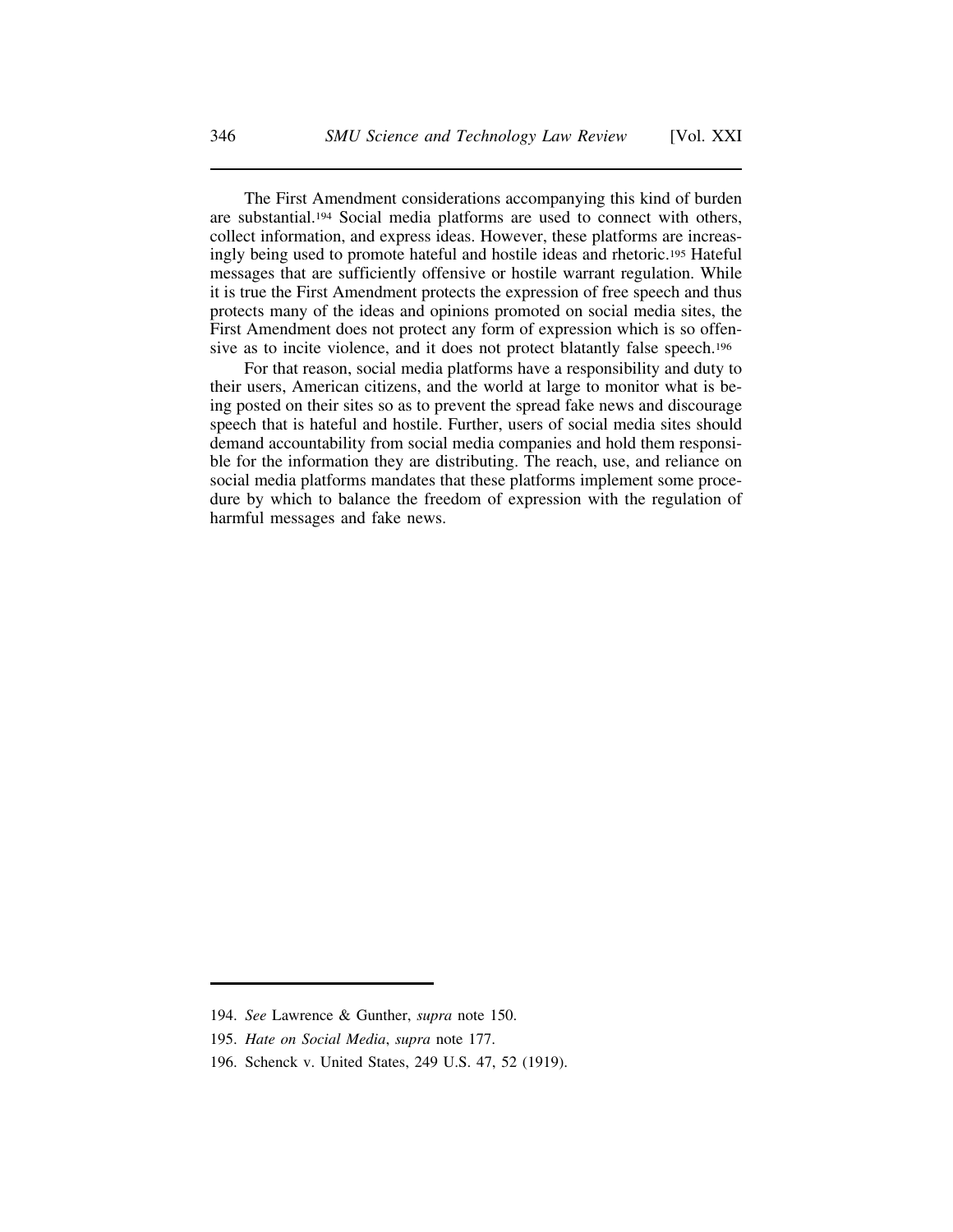The First Amendment considerations accompanying this kind of burden are substantial.[194] Social media platforms are used to connect with others, collect information, and express ideas. However, these platforms are increasingly being used to promote hateful and hostile ideas and rhetoric.[195] Hateful messages that are sufficiently offensive or hostile warrant regulation. While it is true the First Amendment protects the expression of free speech and thus protects many of the ideas and opinions promoted on social media sites, the First Amendment does not protect any form of expression which is so offensive as to incite violence, and it does not protect blatantly false speech.[196]

For that reason, social media platforms have a responsibility and duty to their users, American citizens, and the world at large to monitor what is being posted on their sites so as to prevent the spread fake news and discourage speech that is hateful and hostile. Further, users of social media sites should demand accountability from social media companies and hold them responsible for the information they are distributing. The reach, use, and reliance on social media platforms mandates that these platforms implement some procedure by which to balance the freedom of expression with the regulation of harmful messages and fake news.

---

194. *See* Lawrence & Gunther, *supra* note 150.

195. *Hate on Social Media*, *supra* note 177.

196. Schenck v. United States, 249 U.S. 47, 52 (1919).